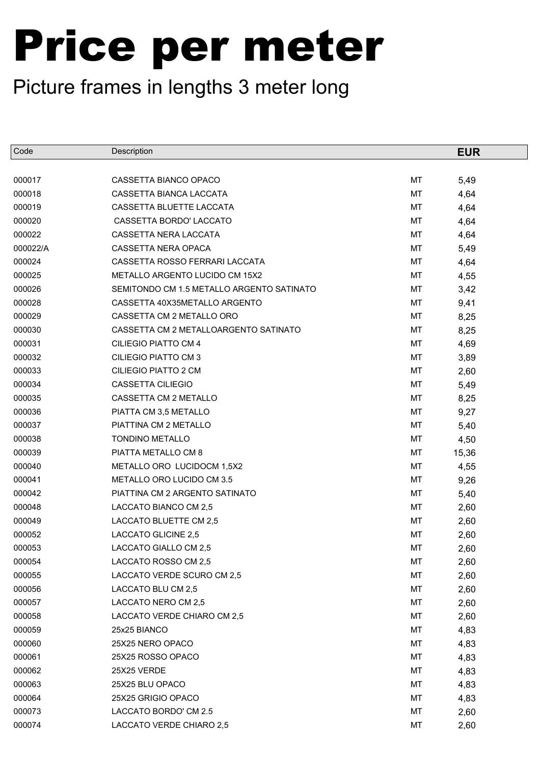# Price per meter

## Picture frames in lengths 3 meter long

| Code | Description | | EUR |
|---|---|---|---|
| 000017 | CASSETTA BIANCO OPACO | MT | 5,49 |
| 000018 | CASSETTA BIANCA LACCATA | MT | 4,64 |
| 000019 | CASSETTA BLUETTE LACCATA | MT | 4,64 |
| 000020 | CASSETTA BORDO' LACCATO | MT | 4,64 |
| 000022 | CASSETTA NERA LACCATA | MT | 4,64 |
| 000022/A | CASSETTA NERA OPACA | MT | 5,49 |
| 000024 | CASSETTA ROSSO FERRARI LACCATA | MT | 4,64 |
| 000025 | METALLO ARGENTO LUCIDO CM 15X2 | MT | 4,55 |
| 000026 | SEMITONDO CM 1.5 METALLO ARGENTO SATINATO | MT | 3,42 |
| 000028 | CASSETTA 40X35METALLO ARGENTO | MT | 9,41 |
| 000029 | CASSETTA CM 2 METALLO ORO | MT | 8,25 |
| 000030 | CASSETTA CM 2 METALLOARGENTO SATINATO | MT | 8,25 |
| 000031 | CILIEGIO PIATTO CM 4 | MT | 4,69 |
| 000032 | CILIEGIO PIATTO CM 3 | MT | 3,89 |
| 000033 | CILIEGIO PIATTO 2 CM | MT | 2,60 |
| 000034 | CASSETTA CILIEGIO | MT | 5,49 |
| 000035 | CASSETTA CM 2 METALLO | MT | 8,25 |
| 000036 | PIATTA CM 3,5 METALLO | MT | 9,27 |
| 000037 | PIATTINA CM 2 METALLO | MT | 5,40 |
| 000038 | TONDINO METALLO | MT | 4,50 |
| 000039 | PIATTA METALLO CM 8 | MT | 15,36 |
| 000040 | METALLO ORO LUCIDOCM 1,5X2 | MT | 4,55 |
| 000041 | METALLO ORO LUCIDO CM 3.5 | MT | 9,26 |
| 000042 | PIATTINA CM 2 ARGENTO SATINATO | MT | 5,40 |
| 000048 | LACCATO BIANCO CM 2,5 | MT | 2,60 |
| 000049 | LACCATO BLUETTE CM 2,5 | MT | 2,60 |
| 000052 | LACCATO GLICINE 2,5 | MT | 2,60 |
| 000053 | LACCATO GIALLO CM 2,5 | MT | 2,60 |
| 000054 | LACCATO ROSSO CM 2,5 | MT | 2,60 |
| 000055 | LACCATO VERDE SCURO CM 2,5 | MT | 2,60 |
| 000056 | LACCATO BLU CM 2,5 | MT | 2,60 |
| 000057 | LACCATO NERO CM 2,5 | MT | 2,60 |
| 000058 | LACCATO VERDE CHIARO CM 2,5 | MT | 2,60 |
| 000059 | 25x25 BIANCO | MT | 4,83 |
| 000060 | 25X25 NERO OPACO | MT | 4,83 |
| 000061 | 25X25 ROSSO OPACO | MT | 4,83 |
| 000062 | 25X25 VERDE | MT | 4,83 |
| 000063 | 25X25 BLU OPACO | MT | 4,83 |
| 000064 | 25X25 GRIGIO OPACO | MT | 4,83 |
| 000073 | LACCATO BORDO' CM 2.5 | MT | 2,60 |
| 000074 | LACCATO VERDE CHIARO 2,5 | MT | 2,60 |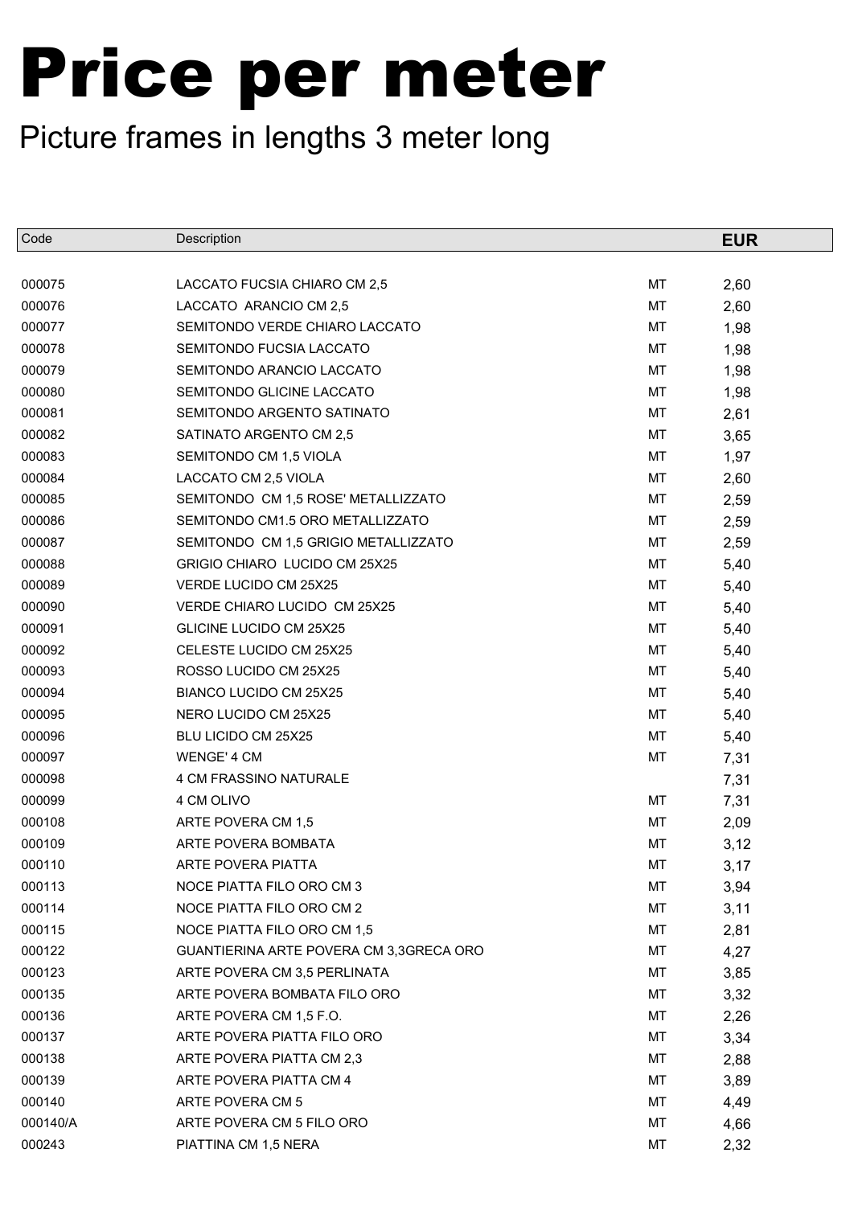# Price per meter

Picture frames in lengths 3 meter long

| Code | Description | | EUR |
|---|---|---|---|
| 000075 | LACCATO FUCSIA CHIARO CM 2,5 | MT | 2,60 |
| 000076 | LACCATO ARANCIO CM 2,5 | MT | 2,60 |
| 000077 | SEMITONDO VERDE CHIARO LACCATO | MT | 1,98 |
| 000078 | SEMITONDO FUCSIA LACCATO | MT | 1,98 |
| 000079 | SEMITONDO ARANCIO LACCATO | MT | 1,98 |
| 000080 | SEMITONDO GLICINE LACCATO | MT | 1,98 |
| 000081 | SEMITONDO ARGENTO SATINATO | MT | 2,61 |
| 000082 | SATINATO ARGENTO CM 2,5 | MT | 3,65 |
| 000083 | SEMITONDO CM 1,5 VIOLA | MT | 1,97 |
| 000084 | LACCATO CM 2,5 VIOLA | MT | 2,60 |
| 000085 | SEMITONDO CM 1,5 ROSE' METALLIZZATO | MT | 2,59 |
| 000086 | SEMITONDO CM1.5 ORO METALLIZZATO | MT | 2,59 |
| 000087 | SEMITONDO CM 1,5 GRIGIO METALLIZZATO | MT | 2,59 |
| 000088 | GRIGIO CHIARO LUCIDO CM 25X25 | MT | 5,40 |
| 000089 | VERDE LUCIDO CM 25X25 | MT | 5,40 |
| 000090 | VERDE CHIARO LUCIDO CM 25X25 | MT | 5,40 |
| 000091 | GLICINE LUCIDO CM 25X25 | MT | 5,40 |
| 000092 | CELESTE LUCIDO CM 25X25 | MT | 5,40 |
| 000093 | ROSSO LUCIDO CM 25X25 | MT | 5,40 |
| 000094 | BIANCO LUCIDO CM 25X25 | MT | 5,40 |
| 000095 | NERO LUCIDO CM 25X25 | MT | 5,40 |
| 000096 | BLU LICIDO CM 25X25 | MT | 5,40 |
| 000097 | WENGE' 4 CM | MT | 7,31 |
| 000098 | 4 CM FRASSINO NATURALE | | 7,31 |
| 000099 | 4 CM OLIVO | MT | 7,31 |
| 000108 | ARTE POVERA CM 1,5 | MT | 2,09 |
| 000109 | ARTE POVERA BOMBATA | MT | 3,12 |
| 000110 | ARTE POVERA PIATTA | MT | 3,17 |
| 000113 | NOCE PIATTA FILO ORO CM 3 | MT | 3,94 |
| 000114 | NOCE PIATTA FILO ORO CM 2 | MT | 3,11 |
| 000115 | NOCE PIATTA FILO ORO CM 1,5 | MT | 2,81 |
| 000122 | GUANTIERINA ARTE POVERA CM 3,3GRECA ORO | MT | 4,27 |
| 000123 | ARTE POVERA CM 3,5 PERLINATA | MT | 3,85 |
| 000135 | ARTE POVERA BOMBATA FILO ORO | MT | 3,32 |
| 000136 | ARTE POVERA CM 1,5 F.O. | MT | 2,26 |
| 000137 | ARTE POVERA PIATTA FILO ORO | MT | 3,34 |
| 000138 | ARTE POVERA PIATTA CM 2,3 | MT | 2,88 |
| 000139 | ARTE POVERA PIATTA CM 4 | MT | 3,89 |
| 000140 | ARTE POVERA CM 5 | MT | 4,49 |
| 000140/A | ARTE POVERA CM 5 FILO ORO | MT | 4,66 |
| 000243 | PIATTINA CM 1,5 NERA | MT | 2,32 |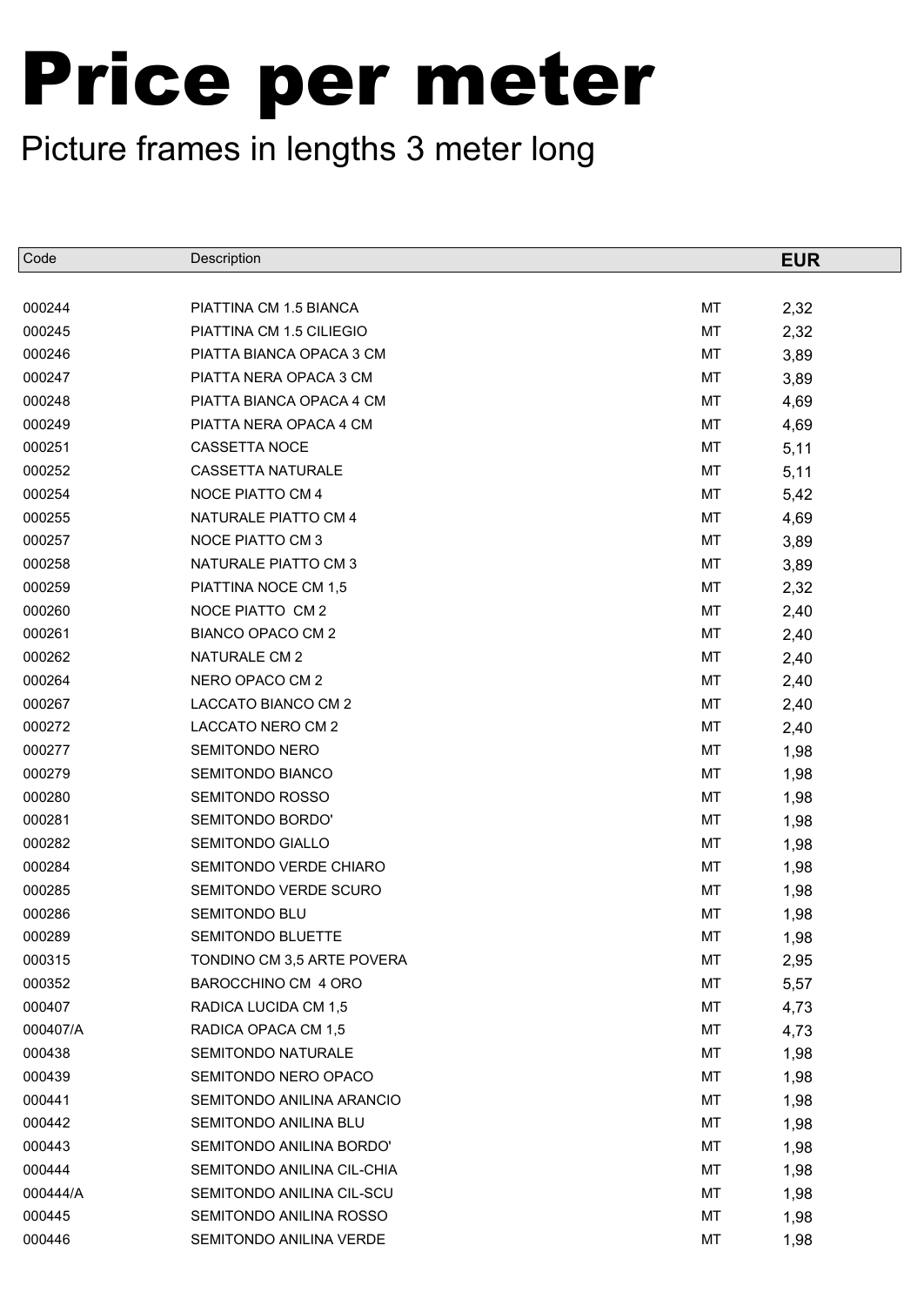# Price per meter

Picture frames in lengths 3 meter long

| Code | Description | | EUR |
|---|---|---|---|
| 000244 | PIATTINA CM 1.5 BIANCA | MT | 2,32 |
| 000245 | PIATTINA CM 1.5 CILIEGIO | MT | 2,32 |
| 000246 | PIATTA BIANCA OPACA 3 CM | MT | 3,89 |
| 000247 | PIATTA NERA OPACA 3 CM | MT | 3,89 |
| 000248 | PIATTA BIANCA OPACA 4 CM | MT | 4,69 |
| 000249 | PIATTA NERA OPACA 4 CM | MT | 4,69 |
| 000251 | CASSETTA NOCE | MT | 5,11 |
| 000252 | CASSETTA NATURALE | MT | 5,11 |
| 000254 | NOCE PIATTO CM 4 | MT | 5,42 |
| 000255 | NATURALE PIATTO CM 4 | MT | 4,69 |
| 000257 | NOCE PIATTO CM 3 | MT | 3,89 |
| 000258 | NATURALE PIATTO CM 3 | MT | 3,89 |
| 000259 | PIATTINA NOCE CM 1,5 | MT | 2,32 |
| 000260 | NOCE PIATTO CM 2 | MT | 2,40 |
| 000261 | BIANCO OPACO CM 2 | MT | 2,40 |
| 000262 | NATURALE CM 2 | MT | 2,40 |
| 000264 | NERO OPACO CM 2 | MT | 2,40 |
| 000267 | LACCATO BIANCO CM 2 | MT | 2,40 |
| 000272 | LACCATO NERO CM 2 | MT | 2,40 |
| 000277 | SEMITONDO NERO | MT | 1,98 |
| 000279 | SEMITONDO BIANCO | MT | 1,98 |
| 000280 | SEMITONDO ROSSO | MT | 1,98 |
| 000281 | SEMITONDO BORDO' | MT | 1,98 |
| 000282 | SEMITONDO GIALLO | MT | 1,98 |
| 000284 | SEMITONDO VERDE CHIARO | MT | 1,98 |
| 000285 | SEMITONDO VERDE SCURO | MT | 1,98 |
| 000286 | SEMITONDO BLU | MT | 1,98 |
| 000289 | SEMITONDO BLUETTE | MT | 1,98 |
| 000315 | TONDINO CM 3,5 ARTE POVERA | MT | 2,95 |
| 000352 | BAROCCHINO CM 4 ORO | MT | 5,57 |
| 000407 | RADICA LUCIDA CM 1,5 | MT | 4,73 |
| 000407/A | RADICA OPACA CM 1,5 | MT | 4,73 |
| 000438 | SEMITONDO NATURALE | MT | 1,98 |
| 000439 | SEMITONDO NERO OPACO | MT | 1,98 |
| 000441 | SEMITONDO ANILINA ARANCIO | MT | 1,98 |
| 000442 | SEMITONDO ANILINA BLU | MT | 1,98 |
| 000443 | SEMITONDO ANILINA BORDO' | MT | 1,98 |
| 000444 | SEMITONDO ANILINA CIL-CHIA | MT | 1,98 |
| 000444/A | SEMITONDO ANILINA CIL-SCU | MT | 1,98 |
| 000445 | SEMITONDO ANILINA ROSSO | MT | 1,98 |
| 000446 | SEMITONDO ANILINA VERDE | MT | 1,98 |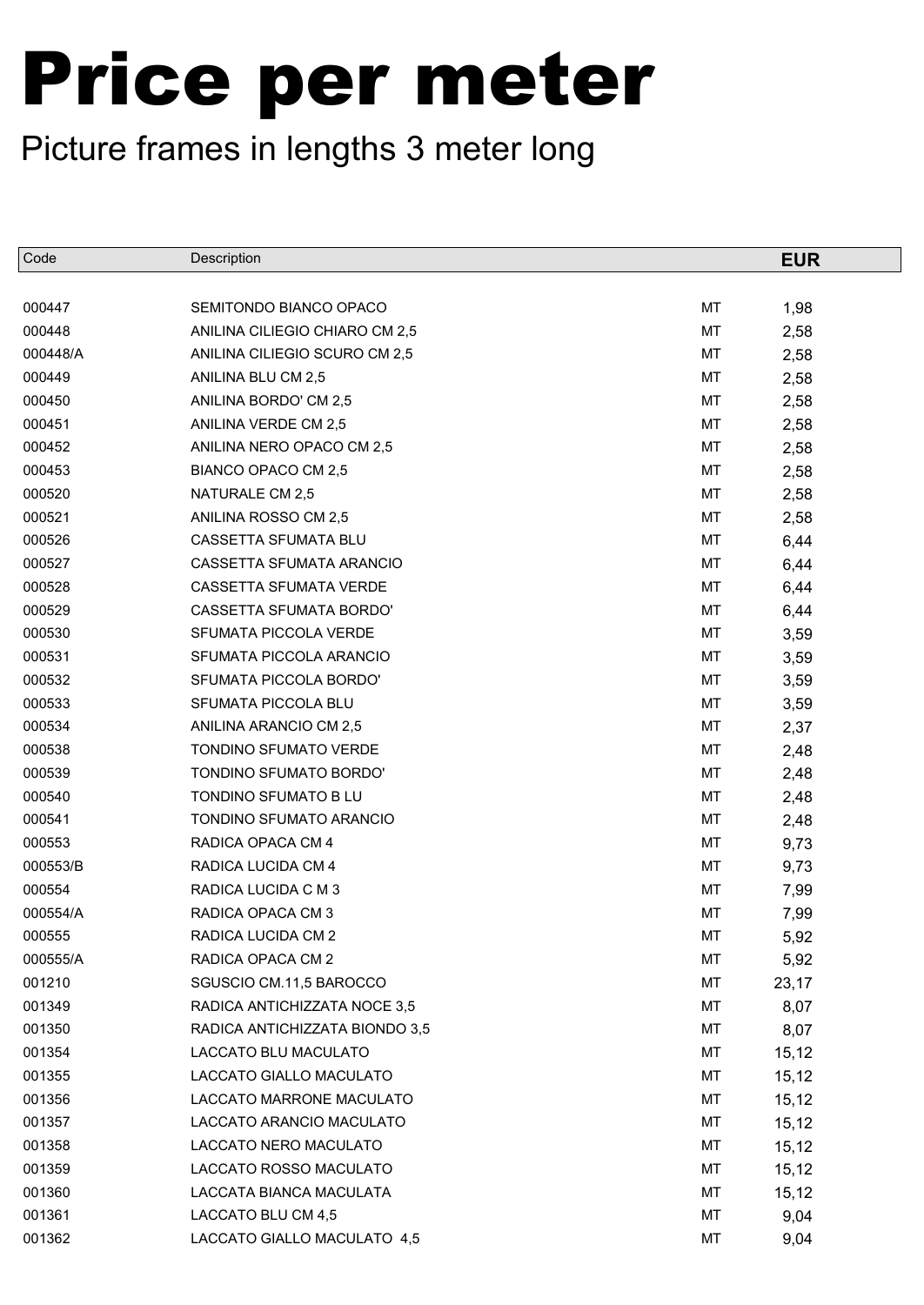# Price per meter

## Picture frames in lengths 3 meter long

| Code | Description | | EUR |
|---|---|---|---|
| 000447 | SEMITONDO BIANCO OPACO | MT | 1,98 |
| 000448 | ANILINA CILIEGIO CHIARO CM 2,5 | MT | 2,58 |
| 000448/A | ANILINA CILIEGIO SCURO CM 2,5 | MT | 2,58 |
| 000449 | ANILINA BLU CM 2,5 | MT | 2,58 |
| 000450 | ANILINA BORDO' CM 2,5 | MT | 2,58 |
| 000451 | ANILINA VERDE CM 2,5 | MT | 2,58 |
| 000452 | ANILINA NERO OPACO CM 2,5 | MT | 2,58 |
| 000453 | BIANCO OPACO CM 2,5 | MT | 2,58 |
| 000520 | NATURALE CM 2,5 | MT | 2,58 |
| 000521 | ANILINA ROSSO CM 2,5 | MT | 2,58 |
| 000526 | CASSETTA SFUMATA BLU | MT | 6,44 |
| 000527 | CASSETTA SFUMATA ARANCIO | MT | 6,44 |
| 000528 | CASSETTA SFUMATA VERDE | MT | 6,44 |
| 000529 | CASSETTA SFUMATA BORDO' | MT | 6,44 |
| 000530 | SFUMATA PICCOLA VERDE | MT | 3,59 |
| 000531 | SFUMATA PICCOLA ARANCIO | MT | 3,59 |
| 000532 | SFUMATA PICCOLA BORDO' | MT | 3,59 |
| 000533 | SFUMATA PICCOLA BLU | MT | 3,59 |
| 000534 | ANILINA ARANCIO CM 2,5 | MT | 2,37 |
| 000538 | TONDINO SFUMATO VERDE | MT | 2,48 |
| 000539 | TONDINO SFUMATO BORDO' | MT | 2,48 |
| 000540 | TONDINO SFUMATO B LU | MT | 2,48 |
| 000541 | TONDINO SFUMATO ARANCIO | MT | 2,48 |
| 000553 | RADICA OPACA CM 4 | MT | 9,73 |
| 000553/B | RADICA LUCIDA CM 4 | MT | 9,73 |
| 000554 | RADICA LUCIDA C M 3 | MT | 7,99 |
| 000554/A | RADICA OPACA CM 3 | MT | 7,99 |
| 000555 | RADICA LUCIDA CM 2 | MT | 5,92 |
| 000555/A | RADICA OPACA CM 2 | MT | 5,92 |
| 001210 | SGUSCIO CM.11,5 BAROCCO | MT | 23,17 |
| 001349 | RADICA ANTICHIZZATA NOCE 3,5 | MT | 8,07 |
| 001350 | RADICA ANTICHIZZATA BIONDO 3,5 | MT | 8,07 |
| 001354 | LACCATO BLU MACULATO | MT | 15,12 |
| 001355 | LACCATO GIALLO MACULATO | MT | 15,12 |
| 001356 | LACCATO MARRONE MACULATO | MT | 15,12 |
| 001357 | LACCATO ARANCIO MACULATO | MT | 15,12 |
| 001358 | LACCATO NERO MACULATO | MT | 15,12 |
| 001359 | LACCATO ROSSO MACULATO | MT | 15,12 |
| 001360 | LACCATA BIANCA MACULATA | MT | 15,12 |
| 001361 | LACCATO BLU CM 4,5 | MT | 9,04 |
| 001362 | LACCATO GIALLO MACULATO 4,5 | MT | 9,04 |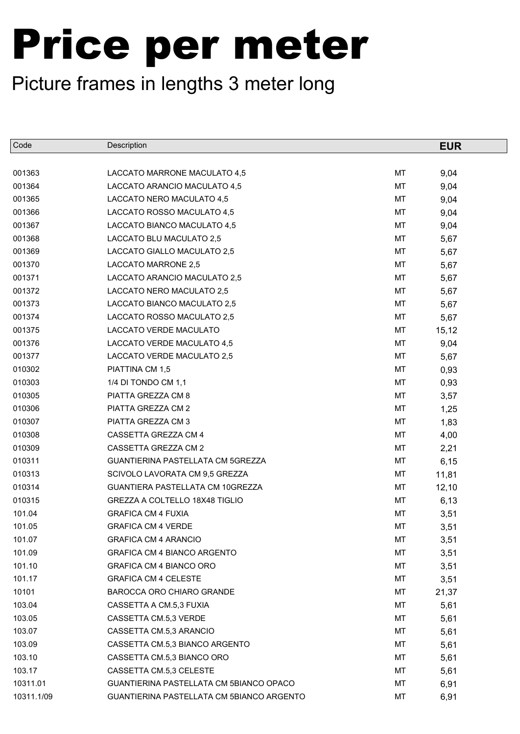# Price per meter

Picture frames in lengths 3 meter long

| Code | Description | | EUR |
|---|---|---|---|
| 001363 | LACCATO MARRONE MACULATO 4,5 | MT | 9,04 |
| 001364 | LACCATO ARANCIO MACULATO 4,5 | MT | 9,04 |
| 001365 | LACCATO NERO MACULATO 4,5 | MT | 9,04 |
| 001366 | LACCATO ROSSO MACULATO 4,5 | MT | 9,04 |
| 001367 | LACCATO BIANCO MACULATO 4,5 | MT | 9,04 |
| 001368 | LACCATO BLU MACULATO 2,5 | MT | 5,67 |
| 001369 | LACCATO GIALLO MACULATO 2,5 | MT | 5,67 |
| 001370 | LACCATO MARRONE 2,5 | MT | 5,67 |
| 001371 | LACCATO ARANCIO MACULATO 2,5 | MT | 5,67 |
| 001372 | LACCATO NERO MACULATO 2,5 | MT | 5,67 |
| 001373 | LACCATO BIANCO MACULATO 2,5 | MT | 5,67 |
| 001374 | LACCATO ROSSO MACULATO 2,5 | MT | 5,67 |
| 001375 | LACCATO VERDE MACULATO | MT | 15,12 |
| 001376 | LACCATO VERDE MACULATO 4,5 | MT | 9,04 |
| 001377 | LACCATO VERDE MACULATO 2,5 | MT | 5,67 |
| 010302 | PIATTINA CM 1,5 | MT | 0,93 |
| 010303 | 1/4 DI TONDO CM 1,1 | MT | 0,93 |
| 010305 | PIATTA GREZZA CM 8 | MT | 3,57 |
| 010306 | PIATTA GREZZA CM 2 | MT | 1,25 |
| 010307 | PIATTA GREZZA CM 3 | MT | 1,83 |
| 010308 | CASSETTA GREZZA CM 4 | MT | 4,00 |
| 010309 | CASSETTA GREZZA CM 2 | MT | 2,21 |
| 010311 | GUANTIERINA PASTELLATA CM 5GREZZA | MT | 6,15 |
| 010313 | SCIVOLO LAVORATA CM 9,5 GREZZA | MT | 11,81 |
| 010314 | GUANTIERA PASTELLATA CM 10GREZZA | MT | 12,10 |
| 010315 | GREZZA A COLTELLO 18X48 TIGLIO | MT | 6,13 |
| 101.04 | GRAFICA CM 4 FUXIA | MT | 3,51 |
| 101.05 | GRAFICA CM 4 VERDE | MT | 3,51 |
| 101.07 | GRAFICA CM 4 ARANCIO | MT | 3,51 |
| 101.09 | GRAFICA CM 4 BIANCO ARGENTO | MT | 3,51 |
| 101.10 | GRAFICA CM 4 BIANCO ORO | MT | 3,51 |
| 101.17 | GRAFICA CM 4 CELESTE | MT | 3,51 |
| 10101 | BAROCCA ORO CHIARO GRANDE | MT | 21,37 |
| 103.04 | CASSETTA A CM.5,3 FUXIA | MT | 5,61 |
| 103.05 | CASSETTA CM.5,3 VERDE | MT | 5,61 |
| 103.07 | CASSETTA CM.5,3 ARANCIO | MT | 5,61 |
| 103.09 | CASSETTA CM.5,3 BIANCO ARGENTO | MT | 5,61 |
| 103.10 | CASSETTA CM.5,3 BIANCO ORO | MT | 5,61 |
| 103.17 | CASSETTA CM.5,3 CELESTE | MT | 5,61 |
| 10311.01 | GUANTIERINA PASTELLATA CM 5BIANCO OPACO | MT | 6,91 |
| 10311.1/09 | GUANTIERINA PASTELLATA CM 5BIANCO ARGENTO | MT | 6,91 |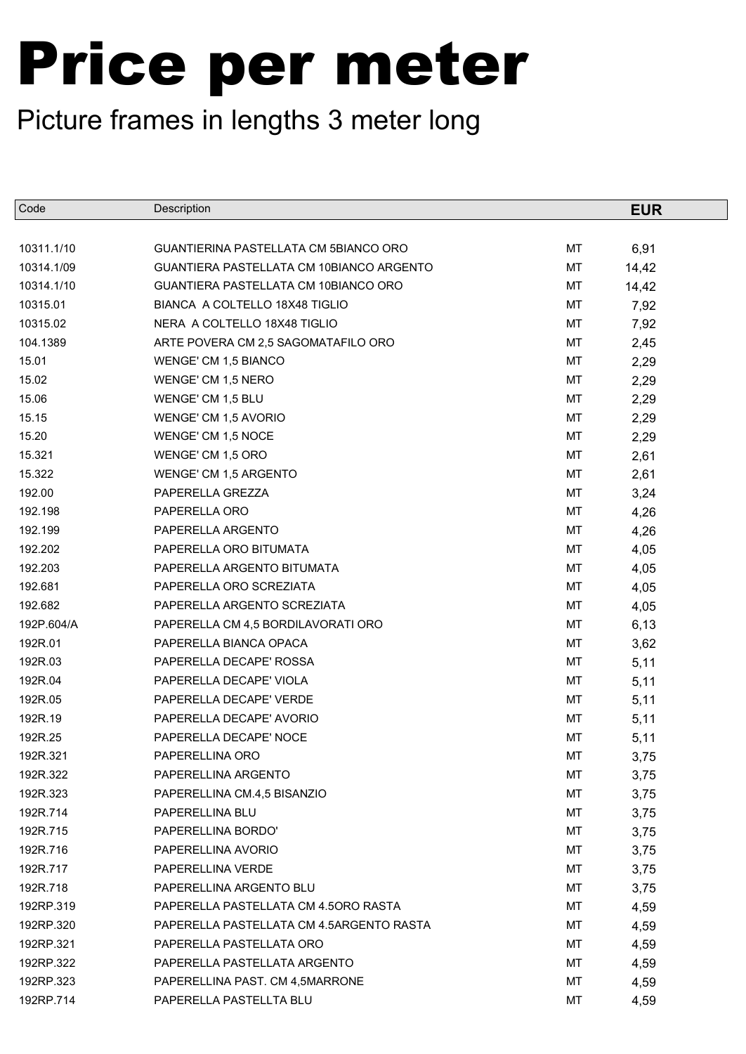# Price per meter

## Picture frames in lengths 3 meter long

| Code | Description | | EUR |
|---|---|---|---|
| 10311.1/10 | GUANTIERINA PASTELLATA CM 5BIANCO ORO | MT | 6,91 |
| 10314.1/09 | GUANTIERA PASTELLATA CM 10BIANCO ARGENTO | MT | 14,42 |
| 10314.1/10 | GUANTIERA PASTELLATA CM 10BIANCO ORO | MT | 14,42 |
| 10315.01 | BIANCA A COLTELLO 18X48 TIGLIO | MT | 7,92 |
| 10315.02 | NERA A COLTELLO 18X48 TIGLIO | MT | 7,92 |
| 104.1389 | ARTE POVERA CM 2,5 SAGOMATAFILO ORO | MT | 2,45 |
| 15.01 | WENGE' CM 1,5 BIANCO | MT | 2,29 |
| 15.02 | WENGE' CM 1,5 NERO | MT | 2,29 |
| 15.06 | WENGE' CM 1,5 BLU | MT | 2,29 |
| 15.15 | WENGE' CM 1,5 AVORIO | MT | 2,29 |
| 15.20 | WENGE' CM 1,5 NOCE | MT | 2,29 |
| 15.321 | WENGE' CM 1,5 ORO | MT | 2,61 |
| 15.322 | WENGE' CM 1,5 ARGENTO | MT | 2,61 |
| 192.00 | PAPERELLA GREZZA | MT | 3,24 |
| 192.198 | PAPERELLA ORO | MT | 4,26 |
| 192.199 | PAPERELLA ARGENTO | MT | 4,26 |
| 192.202 | PAPERELLA ORO BITUMATA | MT | 4,05 |
| 192.203 | PAPERELLA ARGENTO BITUMATA | MT | 4,05 |
| 192.681 | PAPERELLA ORO SCREZIATA | MT | 4,05 |
| 192.682 | PAPERELLA ARGENTO SCREZIATA | MT | 4,05 |
| 192P.604/A | PAPERELLA CM 4,5 BORDILAVORATI ORO | MT | 6,13 |
| 192R.01 | PAPERELLA BIANCA OPACA | MT | 3,62 |
| 192R.03 | PAPERELLA DECAPE' ROSSA | MT | 5,11 |
| 192R.04 | PAPERELLA DECAPE' VIOLA | MT | 5,11 |
| 192R.05 | PAPERELLA DECAPE' VERDE | MT | 5,11 |
| 192R.19 | PAPERELLA DECAPE' AVORIO | MT | 5,11 |
| 192R.25 | PAPERELLA DECAPE' NOCE | MT | 5,11 |
| 192R.321 | PAPERELLINA ORO | MT | 3,75 |
| 192R.322 | PAPERELLINA ARGENTO | MT | 3,75 |
| 192R.323 | PAPERELLINA CM.4,5 BISANZIO | MT | 3,75 |
| 192R.714 | PAPERELLINA BLU | MT | 3,75 |
| 192R.715 | PAPERELLINA BORDO' | MT | 3,75 |
| 192R.716 | PAPERELLINA AVORIO | MT | 3,75 |
| 192R.717 | PAPERELLINA VERDE | MT | 3,75 |
| 192R.718 | PAPERELLINA ARGENTO BLU | MT | 3,75 |
| 192RP.319 | PAPERELLA PASTELLATA CM 4.5ORO RASTA | MT | 4,59 |
| 192RP.320 | PAPERELLA PASTELLATA CM 4.5ARGENTO RASTA | MT | 4,59 |
| 192RP.321 | PAPERELLA PASTELLATA ORO | MT | 4,59 |
| 192RP.322 | PAPERELLA PASTELLATA ARGENTO | MT | 4,59 |
| 192RP.323 | PAPERELLINA PAST. CM 4,5MARRONE | MT | 4,59 |
| 192RP.714 | PAPERELLA PASTELLTA BLU | MT | 4,59 |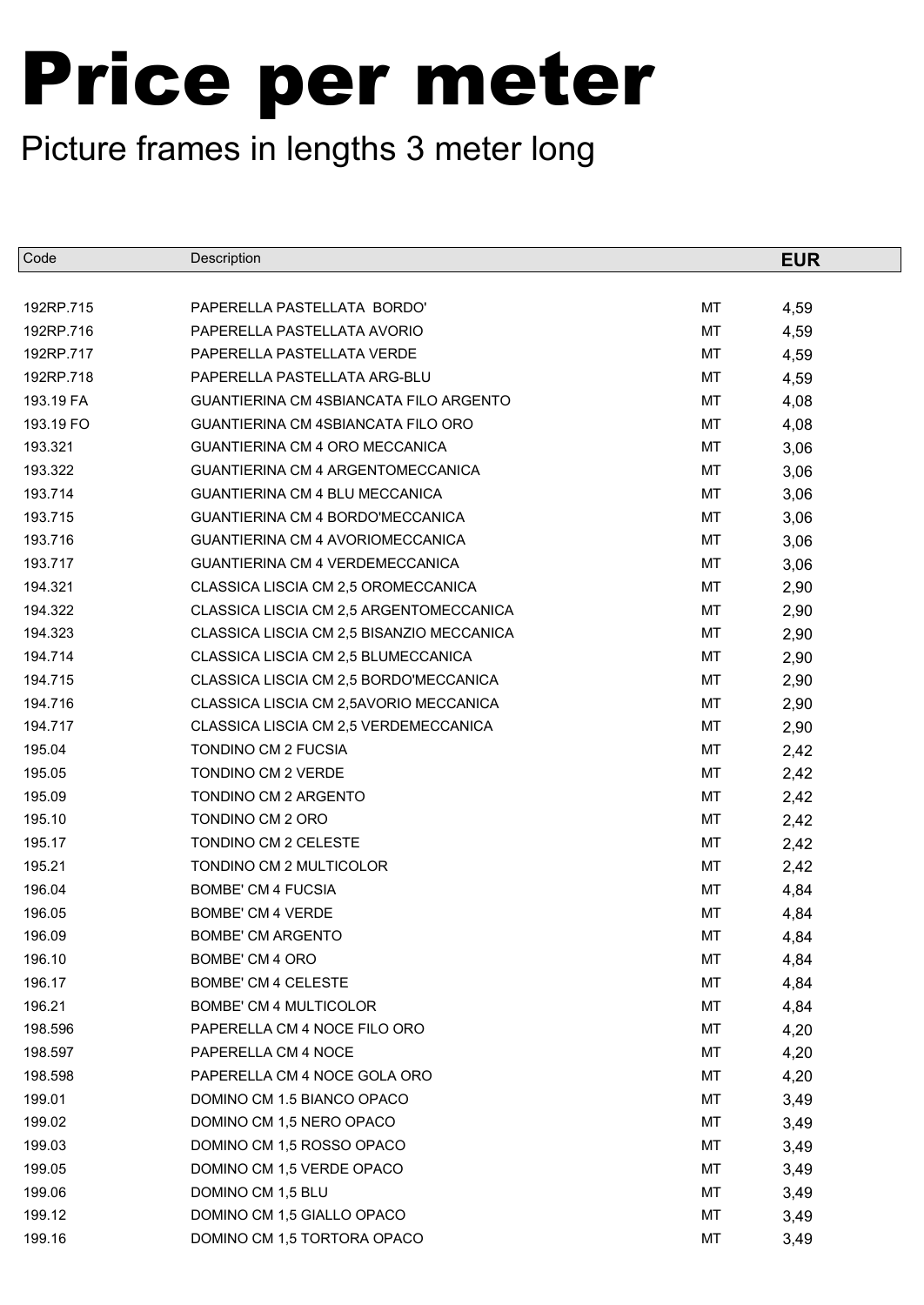# Price per meter

Picture frames in lengths 3 meter long

| Code | Description | | EUR |
|---|---|---|---|
| 192RP.715 | PAPERELLA PASTELLATA BORDO' | MT | 4,59 |
| 192RP.716 | PAPERELLA PASTELLATA AVORIO | MT | 4,59 |
| 192RP.717 | PAPERELLA PASTELLATA VERDE | MT | 4,59 |
| 192RP.718 | PAPERELLA PASTELLATA ARG-BLU | MT | 4,59 |
| 193.19 FA | GUANTIERINA CM 4SBIANCATA FILO ARGENTO | MT | 4,08 |
| 193.19 FO | GUANTIERINA CM 4SBIANCATA FILO ORO | MT | 4,08 |
| 193.321 | GUANTIERINA CM 4 ORO MECCANICA | MT | 3,06 |
| 193.322 | GUANTIERINA CM 4 ARGENTOMECCANICA | MT | 3,06 |
| 193.714 | GUANTIERINA CM 4 BLU MECCANICA | MT | 3,06 |
| 193.715 | GUANTIERINA CM 4 BORDO'MECCANICA | MT | 3,06 |
| 193.716 | GUANTIERINA CM 4 AVORIOMECCANICA | MT | 3,06 |
| 193.717 | GUANTIERINA CM 4 VERDEMECCANICA | MT | 3,06 |
| 194.321 | CLASSICA LISCIA CM 2,5 OROMECCANICA | MT | 2,90 |
| 194.322 | CLASSICA LISCIA CM 2,5 ARGENTOMECCANICA | MT | 2,90 |
| 194.323 | CLASSICA LISCIA CM 2,5 BISANZIO MECCANICA | MT | 2,90 |
| 194.714 | CLASSICA LISCIA CM 2,5 BLUMECCANICA | MT | 2,90 |
| 194.715 | CLASSICA LISCIA CM 2,5 BORDO'MECCANICA | MT | 2,90 |
| 194.716 | CLASSICA LISCIA CM 2,5AVORIO MECCANICA | MT | 2,90 |
| 194.717 | CLASSICA LISCIA CM 2,5 VERDEMECCANICA | MT | 2,90 |
| 195.04 | TONDINO CM 2 FUCSIA | MT | 2,42 |
| 195.05 | TONDINO CM 2 VERDE | MT | 2,42 |
| 195.09 | TONDINO CM 2 ARGENTO | MT | 2,42 |
| 195.10 | TONDINO CM 2 ORO | MT | 2,42 |
| 195.17 | TONDINO CM 2 CELESTE | MT | 2,42 |
| 195.21 | TONDINO CM 2 MULTICOLOR | MT | 2,42 |
| 196.04 | BOMBE' CM 4 FUCSIA | MT | 4,84 |
| 196.05 | BOMBE' CM 4 VERDE | MT | 4,84 |
| 196.09 | BOMBE' CM ARGENTO | MT | 4,84 |
| 196.10 | BOMBE' CM 4 ORO | MT | 4,84 |
| 196.17 | BOMBE' CM 4 CELESTE | MT | 4,84 |
| 196.21 | BOMBE' CM 4 MULTICOLOR | MT | 4,84 |
| 198.596 | PAPERELLA CM 4 NOCE FILO ORO | MT | 4,20 |
| 198.597 | PAPERELLA CM 4 NOCE | MT | 4,20 |
| 198.598 | PAPERELLA CM 4 NOCE GOLA ORO | MT | 4,20 |
| 199.01 | DOMINO CM 1.5 BIANCO OPACO | MT | 3,49 |
| 199.02 | DOMINO CM 1,5 NERO OPACO | MT | 3,49 |
| 199.03 | DOMINO CM 1,5 ROSSO OPACO | MT | 3,49 |
| 199.05 | DOMINO CM 1,5 VERDE OPACO | MT | 3,49 |
| 199.06 | DOMINO CM 1,5 BLU | MT | 3,49 |
| 199.12 | DOMINO CM 1,5 GIALLO OPACO | MT | 3,49 |
| 199.16 | DOMINO CM 1,5 TORTORA OPACO | MT | 3,49 |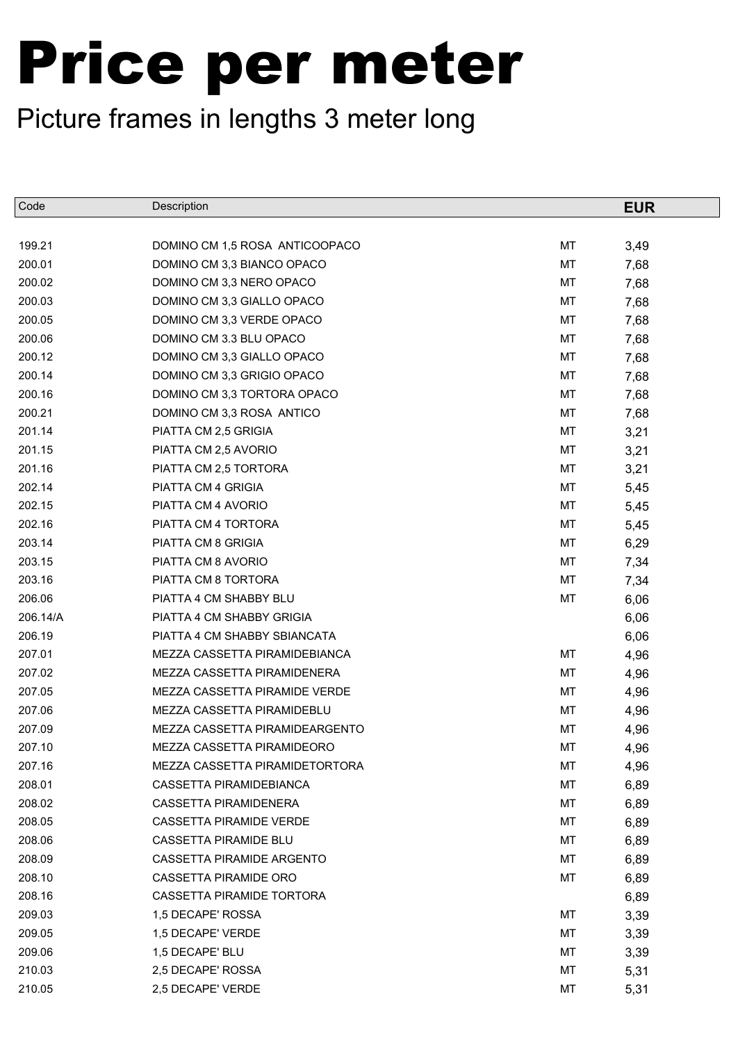# Price per meter

## Picture frames in lengths 3 meter long

| Code | Description | | EUR |
|---|---|---|---|
| 199.21 | DOMINO CM 1,5 ROSA ANTICOOPACO | MT | 3,49 |
| 200.01 | DOMINO CM 3,3 BIANCO OPACO | MT | 7,68 |
| 200.02 | DOMINO CM 3,3 NERO OPACO | MT | 7,68 |
| 200.03 | DOMINO CM 3,3 GIALLO OPACO | MT | 7,68 |
| 200.05 | DOMINO CM 3,3 VERDE OPACO | MT | 7,68 |
| 200.06 | DOMINO CM 3.3 BLU OPACO | MT | 7,68 |
| 200.12 | DOMINO CM 3,3 GIALLO OPACO | MT | 7,68 |
| 200.14 | DOMINO CM 3,3 GRIGIO OPACO | MT | 7,68 |
| 200.16 | DOMINO CM 3,3 TORTORA OPACO | MT | 7,68 |
| 200.21 | DOMINO CM 3,3 ROSA ANTICO | MT | 7,68 |
| 201.14 | PIATTA CM 2,5 GRIGIA | MT | 3,21 |
| 201.15 | PIATTA CM 2,5 AVORIO | MT | 3,21 |
| 201.16 | PIATTA CM 2,5 TORTORA | MT | 3,21 |
| 202.14 | PIATTA CM 4 GRIGIA | MT | 5,45 |
| 202.15 | PIATTA CM 4 AVORIO | MT | 5,45 |
| 202.16 | PIATTA CM 4 TORTORA | MT | 5,45 |
| 203.14 | PIATTA CM 8 GRIGIA | MT | 6,29 |
| 203.15 | PIATTA CM 8 AVORIO | MT | 7,34 |
| 203.16 | PIATTA CM 8 TORTORA | MT | 7,34 |
| 206.06 | PIATTA 4 CM SHABBY BLU | MT | 6,06 |
| 206.14/A | PIATTA 4 CM SHABBY GRIGIA | | 6,06 |
| 206.19 | PIATTA 4 CM SHABBY SBIANCATA | | 6,06 |
| 207.01 | MEZZA CASSETTA PIRAMIDEBIANCA | MT | 4,96 |
| 207.02 | MEZZA CASSETTA PIRAMIDENERA | MT | 4,96 |
| 207.05 | MEZZA CASSETTA PIRAMIDE VERDE | MT | 4,96 |
| 207.06 | MEZZA CASSETTA PIRAMIDEBLU | MT | 4,96 |
| 207.09 | MEZZA CASSETTA PIRAMIDEARGENTO | MT | 4,96 |
| 207.10 | MEZZA CASSETTA PIRAMIDEORO | MT | 4,96 |
| 207.16 | MEZZA CASSETTA PIRAMIDETORTORA | MT | 4,96 |
| 208.01 | CASSETTA PIRAMIDEBIANCA | MT | 6,89 |
| 208.02 | CASSETTA PIRAMIDENERA | MT | 6,89 |
| 208.05 | CASSETTA PIRAMIDE VERDE | MT | 6,89 |
| 208.06 | CASSETTA PIRAMIDE BLU | MT | 6,89 |
| 208.09 | CASSETTA PIRAMIDE ARGENTO | MT | 6,89 |
| 208.10 | CASSETTA PIRAMIDE ORO | MT | 6,89 |
| 208.16 | CASSETTA PIRAMIDE TORTORA | | 6,89 |
| 209.03 | 1,5 DECAPE' ROSSA | MT | 3,39 |
| 209.05 | 1,5 DECAPE' VERDE | MT | 3,39 |
| 209.06 | 1,5 DECAPE' BLU | MT | 3,39 |
| 210.03 | 2,5 DECAPE' ROSSA | MT | 5,31 |
| 210.05 | 2,5 DECAPE' VERDE | MT | 5,31 |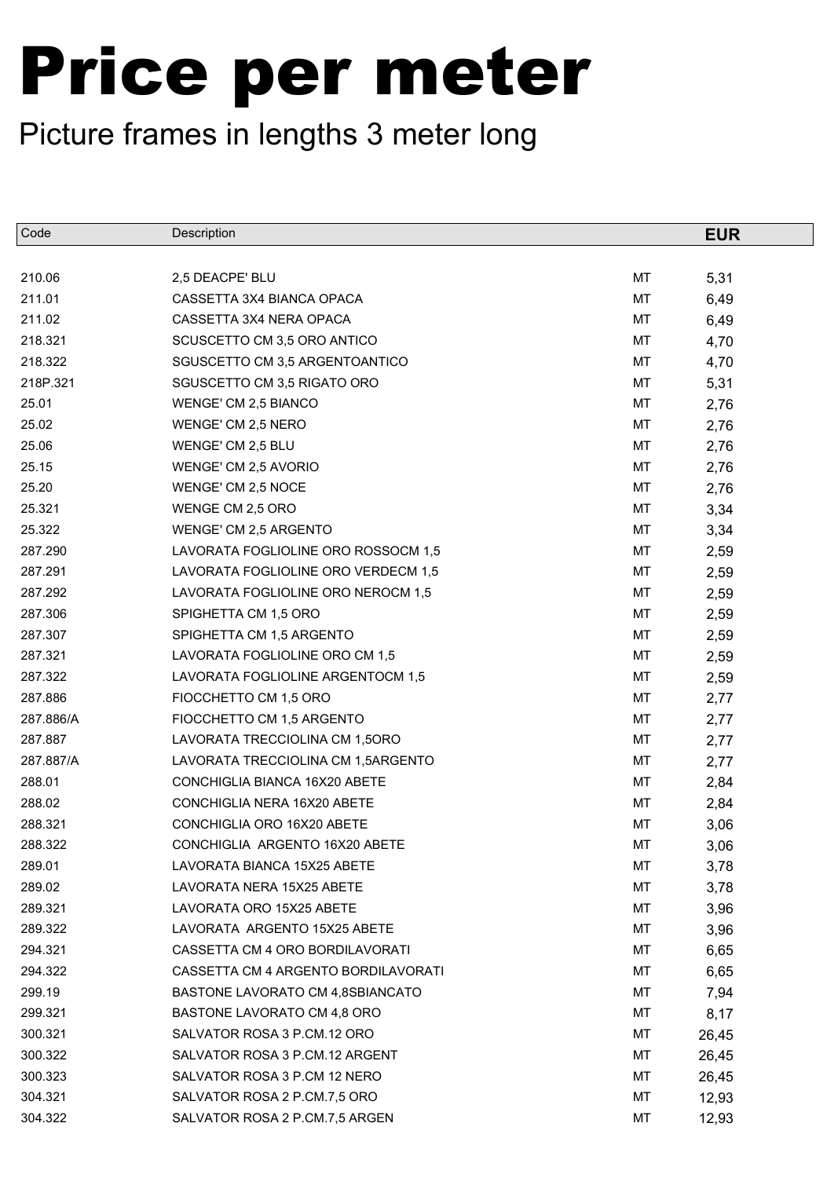# Price per meter

## Picture frames in lengths 3 meter long

| Code | Description | | EUR |
|---|---|---|---|
| 210.06 | 2,5 DEACPE' BLU | MT | 5,31 |
| 211.01 | CASSETTA 3X4 BIANCA OPACA | MT | 6,49 |
| 211.02 | CASSETTA 3X4 NERA OPACA | MT | 6,49 |
| 218.321 | SCUSCETTO CM 3,5 ORO ANTICO | MT | 4,70 |
| 218.322 | SGUSCETTO CM 3,5 ARGENTOANTICO | MT | 4,70 |
| 218P.321 | SGUSCETTO CM 3,5 RIGATO ORO | MT | 5,31 |
| 25.01 | WENGE' CM 2,5 BIANCO | MT | 2,76 |
| 25.02 | WENGE' CM 2,5 NERO | MT | 2,76 |
| 25.06 | WENGE' CM 2,5 BLU | MT | 2,76 |
| 25.15 | WENGE' CM 2,5 AVORIO | MT | 2,76 |
| 25.20 | WENGE' CM 2,5 NOCE | MT | 2,76 |
| 25.321 | WENGE CM 2,5 ORO | MT | 3,34 |
| 25.322 | WENGE' CM 2,5 ARGENTO | MT | 3,34 |
| 287.290 | LAVORATA FOGLIOLINE ORO ROSSOCM 1,5 | MT | 2,59 |
| 287.291 | LAVORATA FOGLIOLINE ORO VERDECM 1,5 | MT | 2,59 |
| 287.292 | LAVORATA FOGLIOLINE ORO NEROCM 1,5 | MT | 2,59 |
| 287.306 | SPIGHETTA CM 1,5 ORO | MT | 2,59 |
| 287.307 | SPIGHETTA CM 1,5 ARGENTO | MT | 2,59 |
| 287.321 | LAVORATA FOGLIOLINE ORO CM 1,5 | MT | 2,59 |
| 287.322 | LAVORATA FOGLIOLINE ARGENTOCM 1,5 | MT | 2,59 |
| 287.886 | FIOCCHETTO CM 1,5 ORO | MT | 2,77 |
| 287.886/A | FIOCCHETTO CM 1,5 ARGENTO | MT | 2,77 |
| 287.887 | LAVORATA TRECCIOLINA CM 1,5ORO | MT | 2,77 |
| 287.887/A | LAVORATA TRECCIOLINA CM 1,5ARGENTO | MT | 2,77 |
| 288.01 | CONCHIGLIA BIANCA 16X20 ABETE | MT | 2,84 |
| 288.02 | CONCHIGLIA NERA 16X20 ABETE | MT | 2,84 |
| 288.321 | CONCHIGLIA ORO 16X20 ABETE | MT | 3,06 |
| 288.322 | CONCHIGLIA ARGENTO 16X20 ABETE | MT | 3,06 |
| 289.01 | LAVORATA BIANCA 15X25 ABETE | MT | 3,78 |
| 289.02 | LAVORATA NERA 15X25 ABETE | MT | 3,78 |
| 289.321 | LAVORATA ORO 15X25 ABETE | MT | 3,96 |
| 289.322 | LAVORATA ARGENTO 15X25 ABETE | MT | 3,96 |
| 294.321 | CASSETTA CM 4 ORO BORDILAVORATI | MT | 6,65 |
| 294.322 | CASSETTA CM 4 ARGENTO BORDILAVORATI | MT | 6,65 |
| 299.19 | BASTONE LAVORATO CM 4,8SBIANCATO | MT | 7,94 |
| 299.321 | BASTONE LAVORATO CM 4,8 ORO | MT | 8,17 |
| 300.321 | SALVATOR ROSA 3 P.CM.12 ORO | MT | 26,45 |
| 300.322 | SALVATOR ROSA 3 P.CM.12 ARGENT | MT | 26,45 |
| 300.323 | SALVATOR ROSA 3 P.CM 12 NERO | MT | 26,45 |
| 304.321 | SALVATOR ROSA 2 P.CM.7,5 ORO | MT | 12,93 |
| 304.322 | SALVATOR ROSA 2 P.CM.7,5 ARGEN | MT | 12,93 |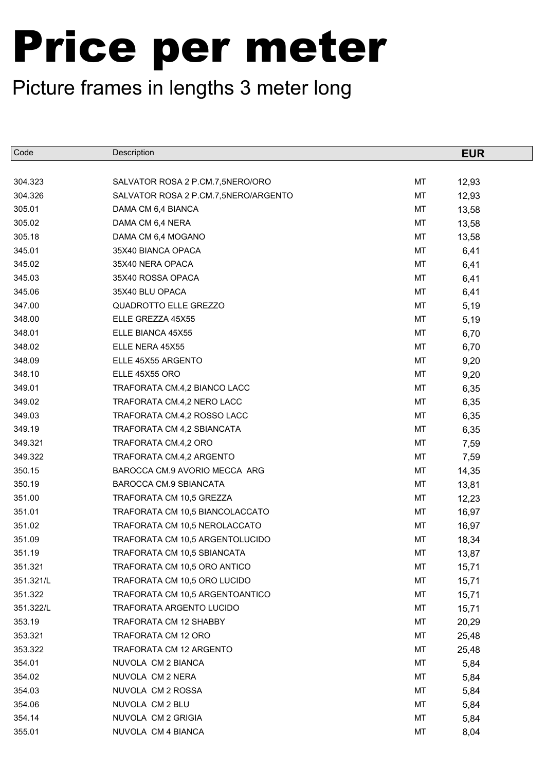# Price per meter

Picture frames in lengths 3 meter long

| Code | Description | | EUR |
|---|---|---|---|
| 304.323 | SALVATOR ROSA 2 P.CM.7,5NERO/ORO | MT | 12,93 |
| 304.326 | SALVATOR ROSA 2 P.CM.7,5NERO/ARGENTO | MT | 12,93 |
| 305.01 | DAMA CM 6,4 BIANCA | MT | 13,58 |
| 305.02 | DAMA CM 6,4 NERA | MT | 13,58 |
| 305.18 | DAMA CM 6,4 MOGANO | MT | 13,58 |
| 345.01 | 35X40 BIANCA OPACA | MT | 6,41 |
| 345.02 | 35X40 NERA OPACA | MT | 6,41 |
| 345.03 | 35X40 ROSSA OPACA | MT | 6,41 |
| 345.06 | 35X40 BLU OPACA | MT | 6,41 |
| 347.00 | QUADROTTO ELLE GREZZO | MT | 5,19 |
| 348.00 | ELLE GREZZA 45X55 | MT | 5,19 |
| 348.01 | ELLE BIANCA 45X55 | MT | 6,70 |
| 348.02 | ELLE NERA 45X55 | MT | 6,70 |
| 348.09 | ELLE 45X55 ARGENTO | MT | 9,20 |
| 348.10 | ELLE 45X55 ORO | MT | 9,20 |
| 349.01 | TRAFORATA CM.4,2 BIANCO LACC | MT | 6,35 |
| 349.02 | TRAFORATA CM.4,2 NERO LACC | MT | 6,35 |
| 349.03 | TRAFORATA CM.4,2 ROSSO LACC | MT | 6,35 |
| 349.19 | TRAFORATA CM 4,2 SBIANCATA | MT | 6,35 |
| 349.321 | TRAFORATA CM.4,2 ORO | MT | 7,59 |
| 349.322 | TRAFORATA CM.4,2 ARGENTO | MT | 7,59 |
| 350.15 | BAROCCA CM.9 AVORIO MECCA ARG | MT | 14,35 |
| 350.19 | BAROCCA CM.9 SBIANCATA | MT | 13,81 |
| 351.00 | TRAFORATA CM 10,5 GREZZA | MT | 12,23 |
| 351.01 | TRAFORATA CM 10,5 BIANCOLACCATO | MT | 16,97 |
| 351.02 | TRAFORATA CM 10,5 NEROLACCATO | MT | 16,97 |
| 351.09 | TRAFORATA CM 10,5 ARGENTOLUCIDO | MT | 18,34 |
| 351.19 | TRAFORATA CM 10,5 SBIANCATA | MT | 13,87 |
| 351.321 | TRAFORATA CM 10,5 ORO ANTICO | MT | 15,71 |
| 351.321/L | TRAFORATA CM 10,5 ORO LUCIDO | MT | 15,71 |
| 351.322 | TRAFORATA CM 10,5 ARGENTOANTICO | MT | 15,71 |
| 351.322/L | TRAFORATA ARGENTO LUCIDO | MT | 15,71 |
| 353.19 | TRAFORATA CM 12 SHABBY | MT | 20,29 |
| 353.321 | TRAFORATA CM 12 ORO | MT | 25,48 |
| 353.322 | TRAFORATA CM 12 ARGENTO | MT | 25,48 |
| 354.01 | NUVOLA CM 2 BIANCA | MT | 5,84 |
| 354.02 | NUVOLA CM 2 NERA | MT | 5,84 |
| 354.03 | NUVOLA CM 2 ROSSA | MT | 5,84 |
| 354.06 | NUVOLA CM 2 BLU | MT | 5,84 |
| 354.14 | NUVOLA CM 2 GRIGIA | MT | 5,84 |
| 355.01 | NUVOLA CM 4 BIANCA | MT | 8,04 |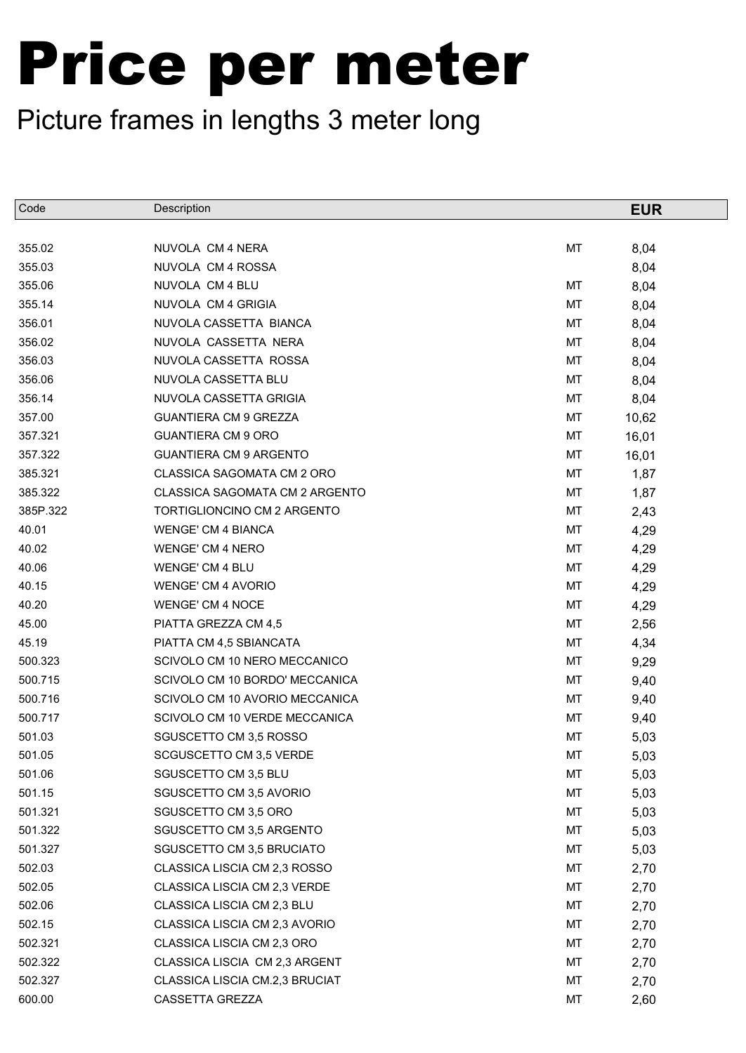# Price per meter

Picture frames in lengths 3 meter long

| Code | Description | | EUR |
|---|---|---|---|
| 355.02 | NUVOLA CM 4 NERA | MT | 8,04 |
| 355.03 | NUVOLA CM 4 ROSSA | | 8,04 |
| 355.06 | NUVOLA CM 4 BLU | MT | 8,04 |
| 355.14 | NUVOLA CM 4 GRIGIA | MT | 8,04 |
| 356.01 | NUVOLA CASSETTA BIANCA | MT | 8,04 |
| 356.02 | NUVOLA CASSETTA NERA | MT | 8,04 |
| 356.03 | NUVOLA CASSETTA ROSSA | MT | 8,04 |
| 356.06 | NUVOLA CASSETTA BLU | MT | 8,04 |
| 356.14 | NUVOLA CASSETTA GRIGIA | MT | 8,04 |
| 357.00 | GUANTIERA CM 9 GREZZA | MT | 10,62 |
| 357.321 | GUANTIERA CM 9 ORO | MT | 16,01 |
| 357.322 | GUANTIERA CM 9 ARGENTO | MT | 16,01 |
| 385.321 | CLASSICA SAGOMATA CM 2 ORO | MT | 1,87 |
| 385.322 | CLASSICA SAGOMATA CM 2 ARGENTO | MT | 1,87 |
| 385P.322 | TORTIGLIONCINO CM 2 ARGENTO | MT | 2,43 |
| 40.01 | WENGE' CM 4 BIANCA | MT | 4,29 |
| 40.02 | WENGE' CM 4 NERO | MT | 4,29 |
| 40.06 | WENGE' CM 4 BLU | MT | 4,29 |
| 40.15 | WENGE' CM 4 AVORIO | MT | 4,29 |
| 40.20 | WENGE' CM 4 NOCE | MT | 4,29 |
| 45.00 | PIATTA GREZZA CM 4,5 | MT | 2,56 |
| 45.19 | PIATTA CM 4,5 SBIANCATA | MT | 4,34 |
| 500.323 | SCIVOLO CM 10 NERO MECCANICO | MT | 9,29 |
| 500.715 | SCIVOLO CM 10 BORDO' MECCANICA | MT | 9,40 |
| 500.716 | SCIVOLO CM 10 AVORIO MECCANICA | MT | 9,40 |
| 500.717 | SCIVOLO CM 10 VERDE MECCANICA | MT | 9,40 |
| 501.03 | SGUSCETTO CM 3,5 ROSSO | MT | 5,03 |
| 501.05 | SCGUSCETTO CM 3,5 VERDE | MT | 5,03 |
| 501.06 | SGUSCETTO CM 3,5 BLU | MT | 5,03 |
| 501.15 | SGUSCETTO CM 3,5 AVORIO | MT | 5,03 |
| 501.321 | SGUSCETTO CM 3,5 ORO | MT | 5,03 |
| 501.322 | SGUSCETTO CM 3,5 ARGENTO | MT | 5,03 |
| 501.327 | SGUSCETTO CM 3,5 BRUCIATO | MT | 5,03 |
| 502.03 | CLASSICA LISCIA CM 2,3 ROSSO | MT | 2,70 |
| 502.05 | CLASSICA LISCIA CM 2,3 VERDE | MT | 2,70 |
| 502.06 | CLASSICA LISCIA CM 2,3 BLU | MT | 2,70 |
| 502.15 | CLASSICA LISCIA CM 2,3 AVORIO | MT | 2,70 |
| 502.321 | CLASSICA LISCIA CM 2,3 ORO | MT | 2,70 |
| 502.322 | CLASSICA LISCIA CM 2,3 ARGENT | MT | 2,70 |
| 502.327 | CLASSICA LISCIA CM.2,3 BRUCIAT | MT | 2,70 |
| 600.00 | CASSETTA GREZZA | MT | 2,60 |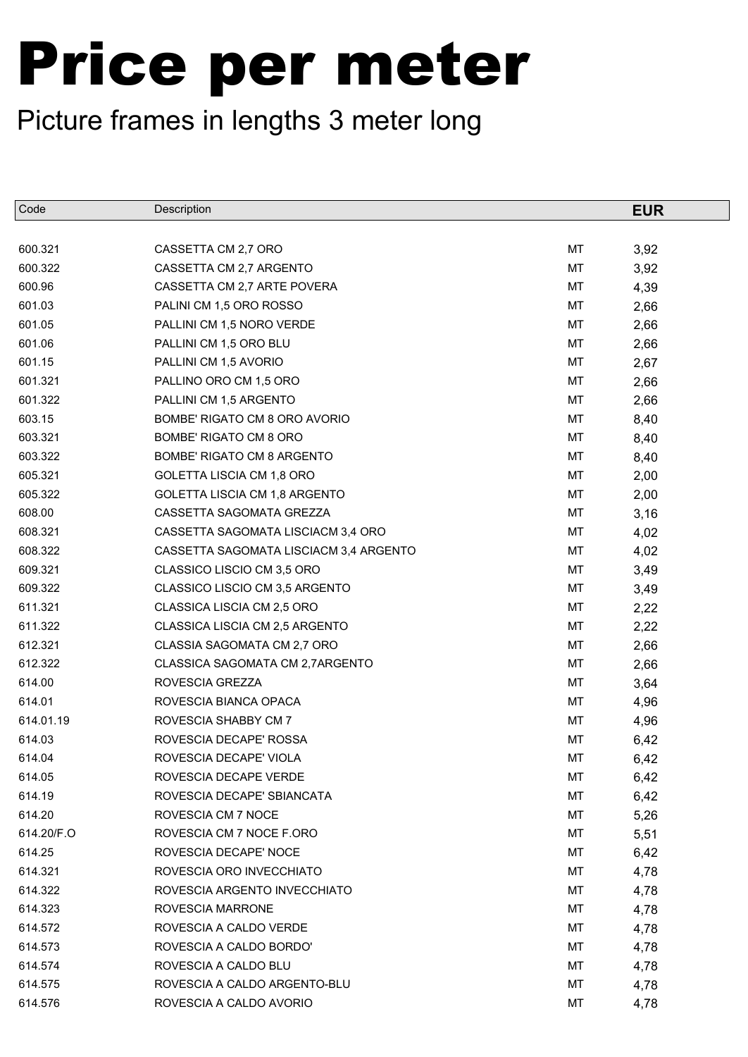# Price per meter

## Picture frames in lengths 3 meter long

| Code | Description | | EUR |
|---|---|---|---|
| 600.321 | CASSETTA CM 2,7 ORO | MT | 3,92 |
| 600.322 | CASSETTA CM 2,7 ARGENTO | MT | 3,92 |
| 600.96 | CASSETTA CM 2,7 ARTE POVERA | MT | 4,39 |
| 601.03 | PALINI CM 1,5 ORO ROSSO | MT | 2,66 |
| 601.05 | PALLINI CM 1,5 NORO VERDE | MT | 2,66 |
| 601.06 | PALLINI CM 1,5 ORO BLU | MT | 2,66 |
| 601.15 | PALLINI CM 1,5 AVORIO | MT | 2,67 |
| 601.321 | PALLINO ORO CM 1,5 ORO | MT | 2,66 |
| 601.322 | PALLINI CM 1,5 ARGENTO | MT | 2,66 |
| 603.15 | BOMBE' RIGATO CM 8 ORO AVORIO | MT | 8,40 |
| 603.321 | BOMBE' RIGATO CM 8 ORO | MT | 8,40 |
| 603.322 | BOMBE' RIGATO CM 8 ARGENTO | MT | 8,40 |
| 605.321 | GOLETTA LISCIA CM 1,8 ORO | MT | 2,00 |
| 605.322 | GOLETTA LISCIA CM 1,8 ARGENTO | MT | 2,00 |
| 608.00 | CASSETTA SAGOMATA GREZZA | MT | 3,16 |
| 608.321 | CASSETTA SAGOMATA LISCIACM 3,4 ORO | MT | 4,02 |
| 608.322 | CASSETTA SAGOMATA LISCIACM 3,4 ARGENTO | MT | 4,02 |
| 609.321 | CLASSICO LISCIO CM 3,5 ORO | MT | 3,49 |
| 609.322 | CLASSICO LISCIO CM 3,5 ARGENTO | MT | 3,49 |
| 611.321 | CLASSICA LISCIA CM 2,5 ORO | MT | 2,22 |
| 611.322 | CLASSICA LISCIA CM 2,5 ARGENTO | MT | 2,22 |
| 612.321 | CLASSIA SAGOMATA CM 2,7 ORO | MT | 2,66 |
| 612.322 | CLASSICA SAGOMATA CM 2,7ARGENTO | MT | 2,66 |
| 614.00 | ROVESCIA GREZZA | MT | 3,64 |
| 614.01 | ROVESCIA BIANCA OPACA | MT | 4,96 |
| 614.01.19 | ROVESCIA SHABBY CM 7 | MT | 4,96 |
| 614.03 | ROVESCIA DECAPE' ROSSA | MT | 6,42 |
| 614.04 | ROVESCIA DECAPE' VIOLA | MT | 6,42 |
| 614.05 | ROVESCIA DECAPE VERDE | MT | 6,42 |
| 614.19 | ROVESCIA DECAPE' SBIANCATA | MT | 6,42 |
| 614.20 | ROVESCIA CM 7 NOCE | MT | 5,26 |
| 614.20/F.O | ROVESCIA CM 7 NOCE F.ORO | MT | 5,51 |
| 614.25 | ROVESCIA DECAPE' NOCE | MT | 6,42 |
| 614.321 | ROVESCIA ORO INVECCHIATO | MT | 4,78 |
| 614.322 | ROVESCIA ARGENTO INVECCHIATO | MT | 4,78 |
| 614.323 | ROVESCIA MARRONE | MT | 4,78 |
| 614.572 | ROVESCIA A CALDO VERDE | MT | 4,78 |
| 614.573 | ROVESCIA A CALDO BORDO' | MT | 4,78 |
| 614.574 | ROVESCIA A CALDO BLU | MT | 4,78 |
| 614.575 | ROVESCIA A CALDO ARGENTO-BLU | MT | 4,78 |
| 614.576 | ROVESCIA A CALDO AVORIO | MT | 4,78 |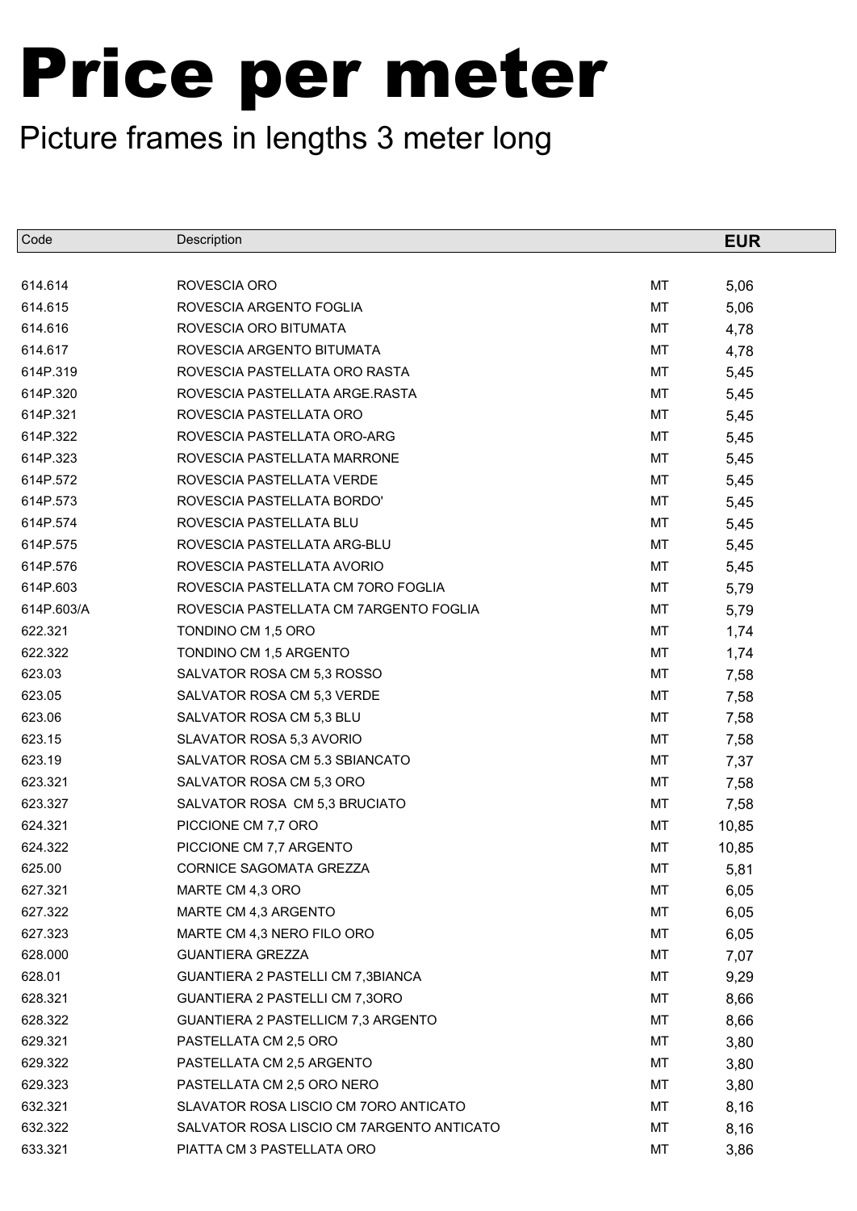# Price per meter

Picture frames in lengths 3 meter long

| Code | Description | | EUR |
|---|---|---|---|
| 614.614 | ROVESCIA ORO | MT | 5,06 |
| 614.615 | ROVESCIA ARGENTO FOGLIA | MT | 5,06 |
| 614.616 | ROVESCIA ORO BITUMATA | MT | 4,78 |
| 614.617 | ROVESCIA ARGENTO BITUMATA | MT | 4,78 |
| 614P.319 | ROVESCIA PASTELLATA ORO RASTA | MT | 5,45 |
| 614P.320 | ROVESCIA PASTELLATA ARGE.RASTA | MT | 5,45 |
| 614P.321 | ROVESCIA PASTELLATA ORO | MT | 5,45 |
| 614P.322 | ROVESCIA PASTELLATA ORO-ARG | MT | 5,45 |
| 614P.323 | ROVESCIA PASTELLATA MARRONE | MT | 5,45 |
| 614P.572 | ROVESCIA PASTELLATA VERDE | MT | 5,45 |
| 614P.573 | ROVESCIA PASTELLATA BORDO' | MT | 5,45 |
| 614P.574 | ROVESCIA PASTELLATA BLU | MT | 5,45 |
| 614P.575 | ROVESCIA PASTELLATA ARG-BLU | MT | 5,45 |
| 614P.576 | ROVESCIA PASTELLATA AVORIO | MT | 5,45 |
| 614P.603 | ROVESCIA PASTELLATA CM 7ORO FOGLIA | MT | 5,79 |
| 614P.603/A | ROVESCIA PASTELLATA CM 7ARGENTO FOGLIA | MT | 5,79 |
| 622.321 | TONDINO CM 1,5 ORO | MT | 1,74 |
| 622.322 | TONDINO CM 1,5 ARGENTO | MT | 1,74 |
| 623.03 | SALVATOR ROSA CM 5,3 ROSSO | MT | 7,58 |
| 623.05 | SALVATOR ROSA CM 5,3 VERDE | MT | 7,58 |
| 623.06 | SALVATOR ROSA CM 5,3 BLU | MT | 7,58 |
| 623.15 | SLAVATOR ROSA 5,3 AVORIO | MT | 7,58 |
| 623.19 | SALVATOR ROSA CM 5.3 SBIANCATO | MT | 7,37 |
| 623.321 | SALVATOR ROSA CM 5,3 ORO | MT | 7,58 |
| 623.327 | SALVATOR ROSA CM 5,3 BRUCIATO | MT | 7,58 |
| 624.321 | PICCIONE CM 7,7 ORO | MT | 10,85 |
| 624.322 | PICCIONE CM 7,7 ARGENTO | MT | 10,85 |
| 625.00 | CORNICE SAGOMATA GREZZA | MT | 5,81 |
| 627.321 | MARTE CM 4,3 ORO | MT | 6,05 |
| 627.322 | MARTE CM 4,3 ARGENTO | MT | 6,05 |
| 627.323 | MARTE CM 4,3 NERO FILO ORO | MT | 6,05 |
| 628.000 | GUANTIERA GREZZA | MT | 7,07 |
| 628.01 | GUANTIERA 2 PASTELLI CM 7,3BIANCA | MT | 9,29 |
| 628.321 | GUANTIERA 2 PASTELLI CM 7,3ORO | MT | 8,66 |
| 628.322 | GUANTIERA 2 PASTELLICM 7,3 ARGENTO | MT | 8,66 |
| 629.321 | PASTELLATA CM 2,5 ORO | MT | 3,80 |
| 629.322 | PASTELLATA CM 2,5 ARGENTO | MT | 3,80 |
| 629.323 | PASTELLATA CM 2,5 ORO NERO | MT | 3,80 |
| 632.321 | SLAVATOR ROSA LISCIO CM 7ORO ANTICATO | MT | 8,16 |
| 632.322 | SALVATOR ROSA LISCIO CM 7ARGENTO ANTICATO | MT | 8,16 |
| 633.321 | PIATTA CM 3 PASTELLATA ORO | MT | 3,86 |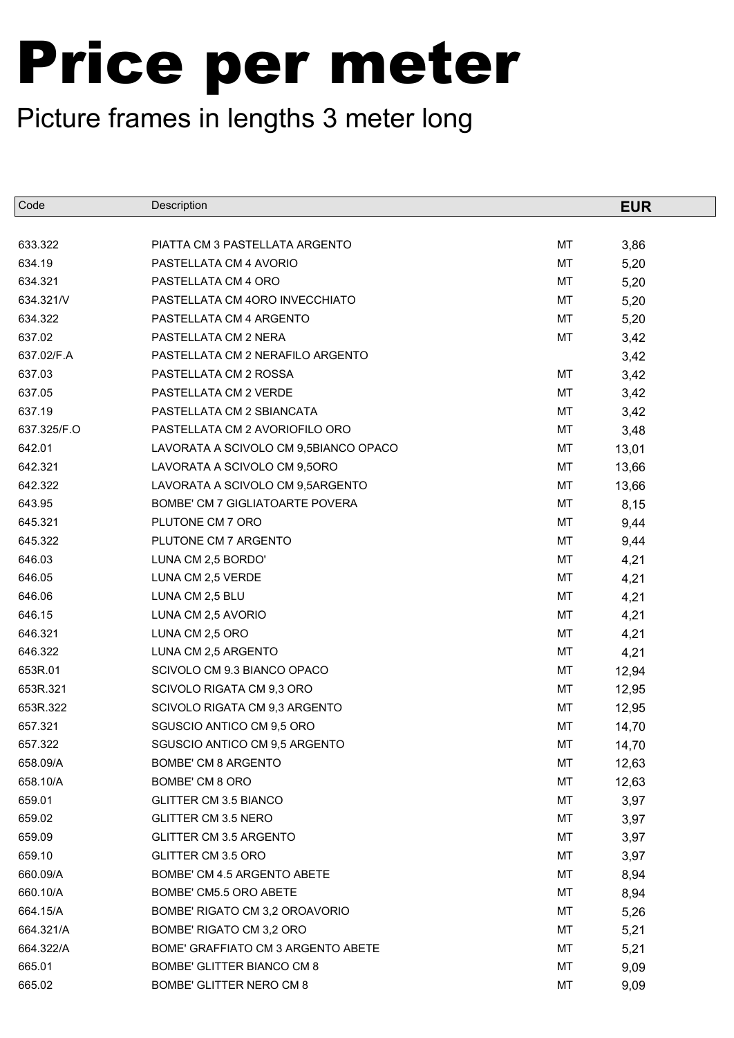# Price per meter

Picture frames in lengths 3 meter long

| Code | Description | | EUR |
|---|---|---|---|
| 633.322 | PIATTA CM 3 PASTELLATA ARGENTO | MT | 3,86 |
| 634.19 | PASTELLATA CM 4 AVORIO | MT | 5,20 |
| 634.321 | PASTELLATA CM 4 ORO | MT | 5,20 |
| 634.321/V | PASTELLATA CM 4ORO INVECCHIATO | MT | 5,20 |
| 634.322 | PASTELLATA CM 4 ARGENTO | MT | 5,20 |
| 637.02 | PASTELLATA CM 2 NERA | MT | 3,42 |
| 637.02/F.A | PASTELLATA CM 2 NERAFILO ARGENTO | | 3,42 |
| 637.03 | PASTELLATA CM 2 ROSSA | MT | 3,42 |
| 637.05 | PASTELLATA CM 2 VERDE | MT | 3,42 |
| 637.19 | PASTELLATA CM 2 SBIANCATA | MT | 3,42 |
| 637.325/F.O | PASTELLATA CM 2 AVORIOFILO ORO | MT | 3,48 |
| 642.01 | LAVORATA A SCIVOLO CM 9,5BIANCO OPACO | MT | 13,01 |
| 642.321 | LAVORATA A SCIVOLO CM 9,5ORO | MT | 13,66 |
| 642.322 | LAVORATA A SCIVOLO CM 9,5ARGENTO | MT | 13,66 |
| 643.95 | BOMBE' CM 7 GIGLIATOARTE POVERA | MT | 8,15 |
| 645.321 | PLUTONE CM 7 ORO | MT | 9,44 |
| 645.322 | PLUTONE CM 7 ARGENTO | MT | 9,44 |
| 646.03 | LUNA CM 2,5 BORDO' | MT | 4,21 |
| 646.05 | LUNA CM 2,5 VERDE | MT | 4,21 |
| 646.06 | LUNA CM 2,5 BLU | MT | 4,21 |
| 646.15 | LUNA CM 2,5 AVORIO | MT | 4,21 |
| 646.321 | LUNA CM 2,5 ORO | MT | 4,21 |
| 646.322 | LUNA CM 2,5 ARGENTO | MT | 4,21 |
| 653R.01 | SCIVOLO CM 9.3 BIANCO OPACO | MT | 12,94 |
| 653R.321 | SCIVOLO RIGATA CM 9,3 ORO | MT | 12,95 |
| 653R.322 | SCIVOLO RIGATA CM 9,3 ARGENTO | MT | 12,95 |
| 657.321 | SGUSCIO ANTICO CM 9,5 ORO | MT | 14,70 |
| 657.322 | SGUSCIO ANTICO CM 9,5 ARGENTO | MT | 14,70 |
| 658.09/A | BOMBE' CM 8 ARGENTO | MT | 12,63 |
| 658.10/A | BOMBE' CM 8 ORO | MT | 12,63 |
| 659.01 | GLITTER CM 3.5 BIANCO | MT | 3,97 |
| 659.02 | GLITTER CM 3.5 NERO | MT | 3,97 |
| 659.09 | GLITTER CM 3.5 ARGENTO | MT | 3,97 |
| 659.10 | GLITTER CM 3.5 ORO | MT | 3,97 |
| 660.09/A | BOMBE' CM 4.5 ARGENTO ABETE | MT | 8,94 |
| 660.10/A | BOMBE' CM5.5 ORO ABETE | MT | 8,94 |
| 664.15/A | BOMBE' RIGATO CM 3,2 OROAVORIO | MT | 5,26 |
| 664.321/A | BOMBE' RIGATO CM 3,2 ORO | MT | 5,21 |
| 664.322/A | BOME' GRAFFIATO CM 3 ARGENTO ABETE | MT | 5,21 |
| 665.01 | BOMBE' GLITTER BIANCO CM 8 | MT | 9,09 |
| 665.02 | BOMBE' GLITTER NERO CM 8 | MT | 9,09 |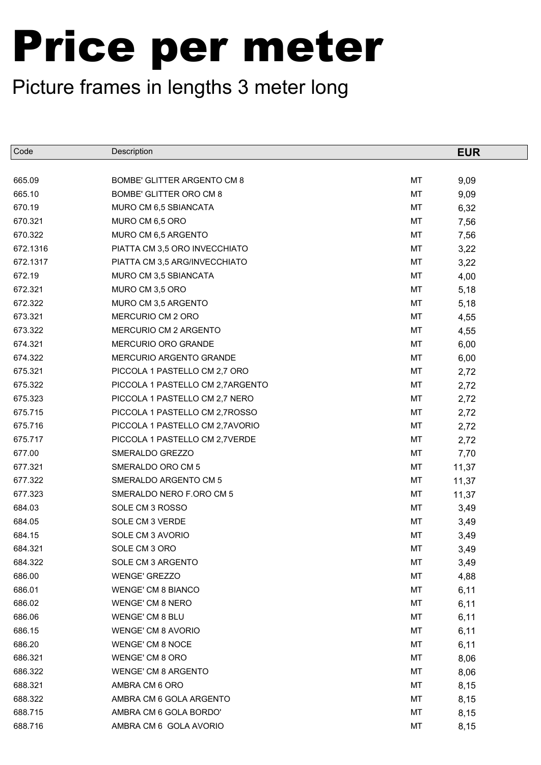# Price per meter

Picture frames in lengths 3 meter long

| Code | Description | | EUR |
|---|---|---|---|
| 665.09 | BOMBE' GLITTER ARGENTO CM 8 | MT | 9,09 |
| 665.10 | BOMBE' GLITTER ORO CM 8 | MT | 9,09 |
| 670.19 | MURO CM 6,5 SBIANCATA | MT | 6,32 |
| 670.321 | MURO CM 6,5 ORO | MT | 7,56 |
| 670.322 | MURO CM 6,5 ARGENTO | MT | 7,56 |
| 672.1316 | PIATTA CM 3,5 ORO INVECCHIATO | MT | 3,22 |
| 672.1317 | PIATTA CM 3,5 ARG/INVECCHIATO | MT | 3,22 |
| 672.19 | MURO CM 3,5 SBIANCATA | MT | 4,00 |
| 672.321 | MURO CM 3,5 ORO | MT | 5,18 |
| 672.322 | MURO CM 3,5 ARGENTO | MT | 5,18 |
| 673.321 | MERCURIO CM 2 ORO | MT | 4,55 |
| 673.322 | MERCURIO CM 2 ARGENTO | MT | 4,55 |
| 674.321 | MERCURIO ORO GRANDE | MT | 6,00 |
| 674.322 | MERCURIO ARGENTO GRANDE | MT | 6,00 |
| 675.321 | PICCOLA 1 PASTELLO CM 2,7 ORO | MT | 2,72 |
| 675.322 | PICCOLA 1 PASTELLO CM 2,7ARGENTO | MT | 2,72 |
| 675.323 | PICCOLA 1 PASTELLO CM 2,7 NERO | MT | 2,72 |
| 675.715 | PICCOLA 1 PASTELLO CM 2,7ROSSO | MT | 2,72 |
| 675.716 | PICCOLA 1 PASTELLO CM 2,7AVORIO | MT | 2,72 |
| 675.717 | PICCOLA 1 PASTELLO CM 2,7VERDE | MT | 2,72 |
| 677.00 | SMERALDO GREZZO | MT | 7,70 |
| 677.321 | SMERALDO ORO CM 5 | MT | 11,37 |
| 677.322 | SMERALDO ARGENTO CM 5 | MT | 11,37 |
| 677.323 | SMERALDO NERO F.ORO CM 5 | MT | 11,37 |
| 684.03 | SOLE CM 3 ROSSO | MT | 3,49 |
| 684.05 | SOLE CM 3 VERDE | MT | 3,49 |
| 684.15 | SOLE CM 3 AVORIO | MT | 3,49 |
| 684.321 | SOLE CM 3 ORO | MT | 3,49 |
| 684.322 | SOLE CM 3 ARGENTO | MT | 3,49 |
| 686.00 | WENGE' GREZZO | MT | 4,88 |
| 686.01 | WENGE' CM 8 BIANCO | MT | 6,11 |
| 686.02 | WENGE' CM 8 NERO | MT | 6,11 |
| 686.06 | WENGE' CM 8 BLU | MT | 6,11 |
| 686.15 | WENGE' CM 8 AVORIO | MT | 6,11 |
| 686.20 | WENGE' CM 8 NOCE | MT | 6,11 |
| 686.321 | WENGE' CM 8 ORO | MT | 8,06 |
| 686.322 | WENGE' CM 8 ARGENTO | MT | 8,06 |
| 688.321 | AMBRA CM 6 ORO | MT | 8,15 |
| 688.322 | AMBRA CM 6 GOLA ARGENTO | MT | 8,15 |
| 688.715 | AMBRA CM 6 GOLA BORDO' | MT | 8,15 |
| 688.716 | AMBRA CM 6 GOLA AVORIO | MT | 8,15 |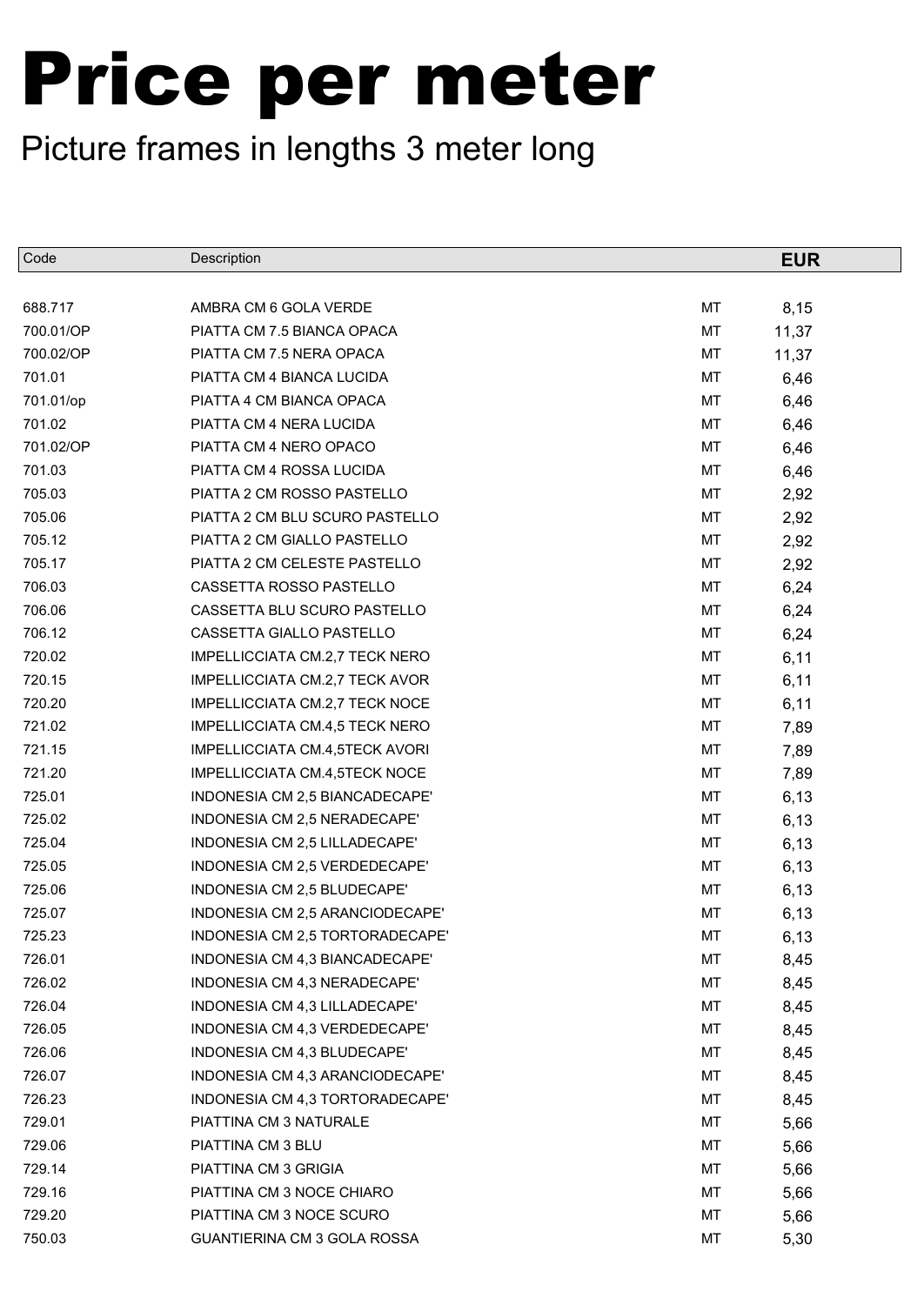# Price per meter

Picture frames in lengths 3 meter long

| Code | Description | | EUR |
|---|---|---|---|
| 688.717 | AMBRA CM 6 GOLA VERDE | MT | 8,15 |
| 700.01/OP | PIATTA CM 7.5 BIANCA OPACA | MT | 11,37 |
| 700.02/OP | PIATTA CM 7.5 NERA OPACA | MT | 11,37 |
| 701.01 | PIATTA CM 4 BIANCA LUCIDA | MT | 6,46 |
| 701.01/op | PIATTA 4 CM BIANCA OPACA | MT | 6,46 |
| 701.02 | PIATTA CM 4 NERA LUCIDA | MT | 6,46 |
| 701.02/OP | PIATTA CM 4 NERO OPACO | MT | 6,46 |
| 701.03 | PIATTA CM 4 ROSSA LUCIDA | MT | 6,46 |
| 705.03 | PIATTA 2 CM ROSSO PASTELLO | MT | 2,92 |
| 705.06 | PIATTA 2 CM BLU SCURO PASTELLO | MT | 2,92 |
| 705.12 | PIATTA 2 CM GIALLO PASTELLO | MT | 2,92 |
| 705.17 | PIATTA 2 CM CELESTE PASTELLO | MT | 2,92 |
| 706.03 | CASSETTA ROSSO PASTELLO | MT | 6,24 |
| 706.06 | CASSETTA BLU SCURO PASTELLO | MT | 6,24 |
| 706.12 | CASSETTA GIALLO PASTELLO | MT | 6,24 |
| 720.02 | IMPELLICCIATA CM.2,7 TECK NERO | MT | 6,11 |
| 720.15 | IMPELLICCIATA CM.2,7 TECK AVOR | MT | 6,11 |
| 720.20 | IMPELLICCIATA CM.2,7 TECK NOCE | MT | 6,11 |
| 721.02 | IMPELLICCIATA CM.4,5 TECK NERO | MT | 7,89 |
| 721.15 | IMPELLICCIATA CM.4,5TECK AVORI | MT | 7,89 |
| 721.20 | IMPELLICCIATA CM.4,5TECK NOCE | MT | 7,89 |
| 725.01 | INDONESIA CM 2,5 BIANCADECAPE' | MT | 6,13 |
| 725.02 | INDONESIA CM 2,5 NERADECAPE' | MT | 6,13 |
| 725.04 | INDONESIA CM 2,5 LILLADECAPE' | MT | 6,13 |
| 725.05 | INDONESIA CM 2,5 VERDEDECAPE' | MT | 6,13 |
| 725.06 | INDONESIA CM 2,5 BLUDECAPE' | MT | 6,13 |
| 725.07 | INDONESIA CM 2,5 ARANCIODECAPE' | MT | 6,13 |
| 725.23 | INDONESIA CM 2,5 TORTORADECAPE' | MT | 6,13 |
| 726.01 | INDONESIA CM 4,3 BIANCADECAPE' | MT | 8,45 |
| 726.02 | INDONESIA CM 4,3 NERADECAPE' | MT | 8,45 |
| 726.04 | INDONESIA CM 4,3 LILLADECAPE' | MT | 8,45 |
| 726.05 | INDONESIA CM 4,3 VERDEDECAPE' | MT | 8,45 |
| 726.06 | INDONESIA CM 4,3 BLUDECAPE' | MT | 8,45 |
| 726.07 | INDONESIA CM 4,3 ARANCIODECAPE' | MT | 8,45 |
| 726.23 | INDONESIA CM 4,3 TORTORADECAPE' | MT | 8,45 |
| 729.01 | PIATTINA CM 3 NATURALE | MT | 5,66 |
| 729.06 | PIATTINA CM 3 BLU | MT | 5,66 |
| 729.14 | PIATTINA CM 3 GRIGIA | MT | 5,66 |
| 729.16 | PIATTINA CM 3 NOCE CHIARO | MT | 5,66 |
| 729.20 | PIATTINA CM 3 NOCE SCURO | MT | 5,66 |
| 750.03 | GUANTIERINA CM 3 GOLA ROSSA | MT | 5,30 |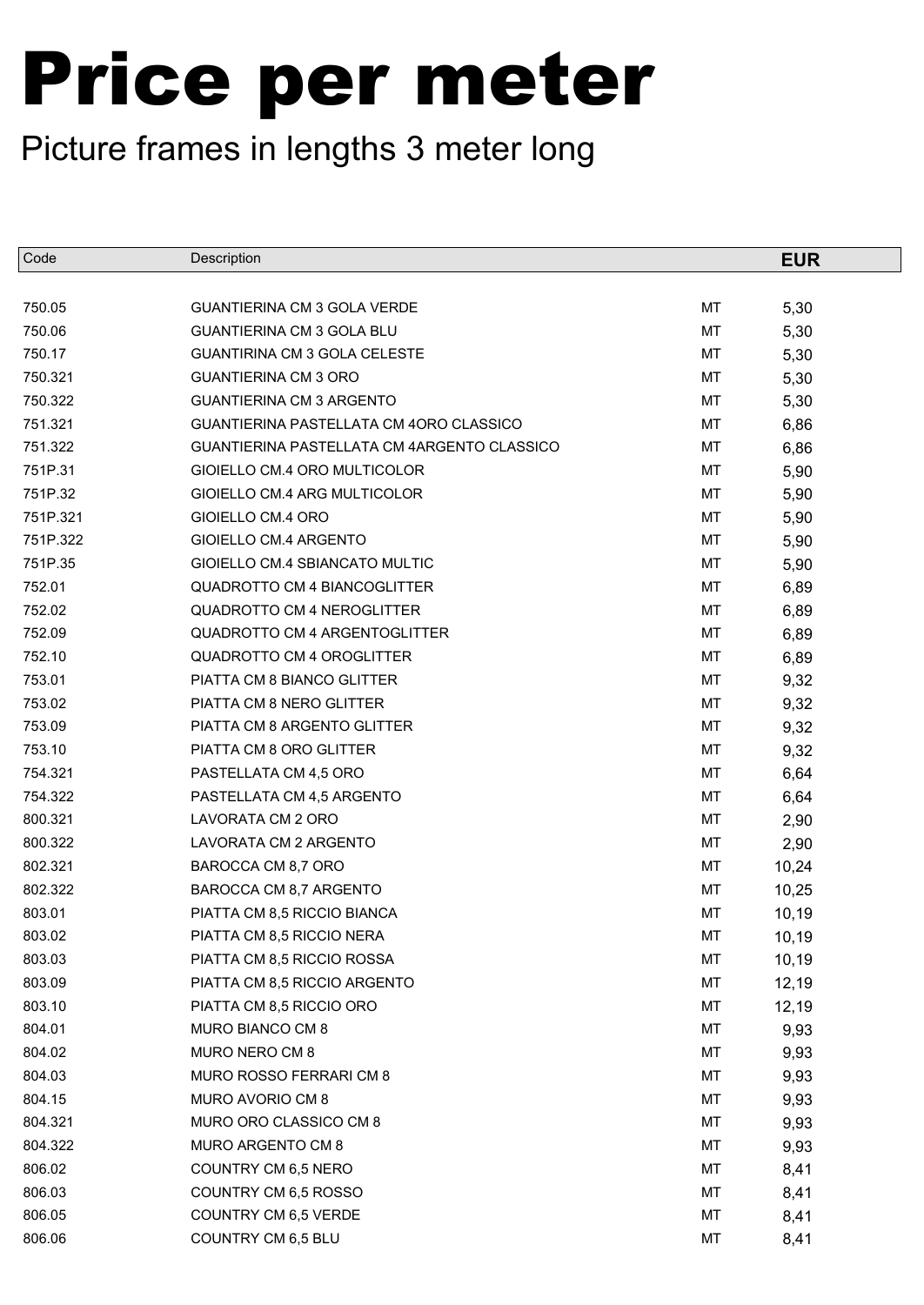# Price per meter

Picture frames in lengths 3 meter long

| Code | Description | | EUR |
|---|---|---|---|
| 750.05 | GUANTIERINA CM 3 GOLA VERDE | MT | 5,30 |
| 750.06 | GUANTIERINA CM 3 GOLA BLU | MT | 5,30 |
| 750.17 | GUANTIRINA CM 3 GOLA CELESTE | MT | 5,30 |
| 750.321 | GUANTIERINA CM 3 ORO | MT | 5,30 |
| 750.322 | GUANTIERINA CM 3 ARGENTO | MT | 5,30 |
| 751.321 | GUANTIERINA PASTELLATA CM 4ORO CLASSICO | MT | 6,86 |
| 751.322 | GUANTIERINA PASTELLATA CM 4ARGENTO CLASSICO | MT | 6,86 |
| 751P.31 | GIOIELLO CM.4 ORO MULTICOLOR | MT | 5,90 |
| 751P.32 | GIOIELLO CM.4 ARG MULTICOLOR | MT | 5,90 |
| 751P.321 | GIOIELLO CM.4 ORO | MT | 5,90 |
| 751P.322 | GIOIELLO CM.4 ARGENTO | MT | 5,90 |
| 751P.35 | GIOIELLO CM.4 SBIANCATO MULTIC | MT | 5,90 |
| 752.01 | QUADROTTO CM 4 BIANCOGLITTER | MT | 6,89 |
| 752.02 | QUADROTTO CM 4 NEROGLITTER | MT | 6,89 |
| 752.09 | QUADROTTO CM 4 ARGENTOGLITTER | MT | 6,89 |
| 752.10 | QUADROTTO CM 4 OROGLITTER | MT | 6,89 |
| 753.01 | PIATTA CM 8 BIANCO GLITTER | MT | 9,32 |
| 753.02 | PIATTA CM 8 NERO GLITTER | MT | 9,32 |
| 753.09 | PIATTA CM 8 ARGENTO GLITTER | MT | 9,32 |
| 753.10 | PIATTA CM 8 ORO GLITTER | MT | 9,32 |
| 754.321 | PASTELLATA CM 4,5 ORO | MT | 6,64 |
| 754.322 | PASTELLATA CM 4,5 ARGENTO | MT | 6,64 |
| 800.321 | LAVORATA CM 2 ORO | MT | 2,90 |
| 800.322 | LAVORATA CM 2 ARGENTO | MT | 2,90 |
| 802.321 | BAROCCA CM 8,7 ORO | MT | 10,24 |
| 802.322 | BAROCCA CM 8,7 ARGENTO | MT | 10,25 |
| 803.01 | PIATTA CM 8,5 RICCIO BIANCA | MT | 10,19 |
| 803.02 | PIATTA CM 8,5 RICCIO NERA | MT | 10,19 |
| 803.03 | PIATTA CM 8,5 RICCIO ROSSA | MT | 10,19 |
| 803.09 | PIATTA CM 8,5 RICCIO ARGENTO | MT | 12,19 |
| 803.10 | PIATTA CM 8,5 RICCIO ORO | MT | 12,19 |
| 804.01 | MURO BIANCO CM 8 | MT | 9,93 |
| 804.02 | MURO NERO CM 8 | MT | 9,93 |
| 804.03 | MURO ROSSO FERRARI CM 8 | MT | 9,93 |
| 804.15 | MURO AVORIO CM 8 | MT | 9,93 |
| 804.321 | MURO ORO CLASSICO CM 8 | MT | 9,93 |
| 804.322 | MURO ARGENTO CM 8 | MT | 9,93 |
| 806.02 | COUNTRY CM 6,5 NERO | MT | 8,41 |
| 806.03 | COUNTRY CM 6,5 ROSSO | MT | 8,41 |
| 806.05 | COUNTRY CM 6,5 VERDE | MT | 8,41 |
| 806.06 | COUNTRY CM 6,5 BLU | MT | 8,41 |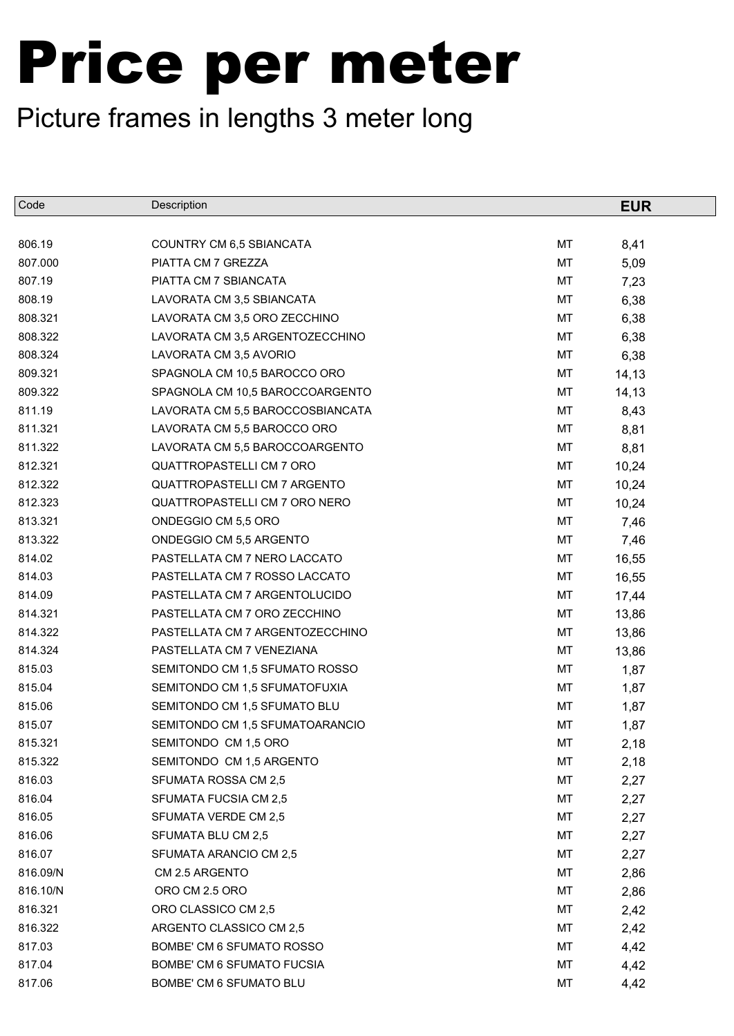# Price per meter

## Picture frames in lengths 3 meter long

| Code | Description | | EUR |
|---|---|---|---|
| 806.19 | COUNTRY CM 6,5 SBIANCATA | MT | 8,41 |
| 807.000 | PIATTA CM 7 GREZZA | MT | 5,09 |
| 807.19 | PIATTA CM 7 SBIANCATA | MT | 7,23 |
| 808.19 | LAVORATA CM 3,5 SBIANCATA | MT | 6,38 |
| 808.321 | LAVORATA CM 3,5 ORO ZECCHINO | MT | 6,38 |
| 808.322 | LAVORATA CM 3,5 ARGENTOZECCHINO | MT | 6,38 |
| 808.324 | LAVORATA CM 3,5 AVORIO | MT | 6,38 |
| 809.321 | SPAGNOLA CM 10,5 BAROCCO ORO | MT | 14,13 |
| 809.322 | SPAGNOLA CM 10,5 BAROCCOARGENTO | MT | 14,13 |
| 811.19 | LAVORATA CM 5,5 BAROCCOSBIANCATA | MT | 8,43 |
| 811.321 | LAVORATA CM 5,5 BAROCCO ORO | MT | 8,81 |
| 811.322 | LAVORATA CM 5,5 BAROCCOARGENTO | MT | 8,81 |
| 812.321 | QUATTROPASTELLI CM 7 ORO | MT | 10,24 |
| 812.322 | QUATTROPASTELLI CM 7 ARGENTO | MT | 10,24 |
| 812.323 | QUATTROPASTELLI CM 7 ORO NERO | MT | 10,24 |
| 813.321 | ONDEGGIO CM 5,5 ORO | MT | 7,46 |
| 813.322 | ONDEGGIO CM 5,5 ARGENTO | MT | 7,46 |
| 814.02 | PASTELLATA CM 7 NERO LACCATO | MT | 16,55 |
| 814.03 | PASTELLATA CM 7 ROSSO LACCATO | MT | 16,55 |
| 814.09 | PASTELLATA CM 7 ARGENTOLUCIDO | MT | 17,44 |
| 814.321 | PASTELLATA CM 7 ORO ZECCHINO | MT | 13,86 |
| 814.322 | PASTELLATA CM 7 ARGENTOZECCHINO | MT | 13,86 |
| 814.324 | PASTELLATA CM 7 VENEZIANA | MT | 13,86 |
| 815.03 | SEMITONDO CM 1,5 SFUMATO ROSSO | MT | 1,87 |
| 815.04 | SEMITONDO CM 1,5 SFUMATOFUXIA | MT | 1,87 |
| 815.06 | SEMITONDO CM 1,5 SFUMATO BLU | MT | 1,87 |
| 815.07 | SEMITONDO CM 1,5 SFUMATOARANCIO | MT | 1,87 |
| 815.321 | SEMITONDO CM 1,5 ORO | MT | 2,18 |
| 815.322 | SEMITONDO CM 1,5 ARGENTO | MT | 2,18 |
| 816.03 | SFUMATA ROSSA CM 2,5 | MT | 2,27 |
| 816.04 | SFUMATA FUCSIA CM 2,5 | MT | 2,27 |
| 816.05 | SFUMATA VERDE CM 2,5 | MT | 2,27 |
| 816.06 | SFUMATA BLU CM 2,5 | MT | 2,27 |
| 816.07 | SFUMATA ARANCIO CM 2,5 | MT | 2,27 |
| 816.09/N | CM 2.5 ARGENTO | MT | 2,86 |
| 816.10/N | ORO CM 2.5 ORO | MT | 2,86 |
| 816.321 | ORO CLASSICO CM 2,5 | MT | 2,42 |
| 816.322 | ARGENTO CLASSICO CM 2,5 | MT | 2,42 |
| 817.03 | BOMBE' CM 6 SFUMATO ROSSO | MT | 4,42 |
| 817.04 | BOMBE' CM 6 SFUMATO FUCSIA | MT | 4,42 |
| 817.06 | BOMBE' CM 6 SFUMATO BLU | MT | 4,42 |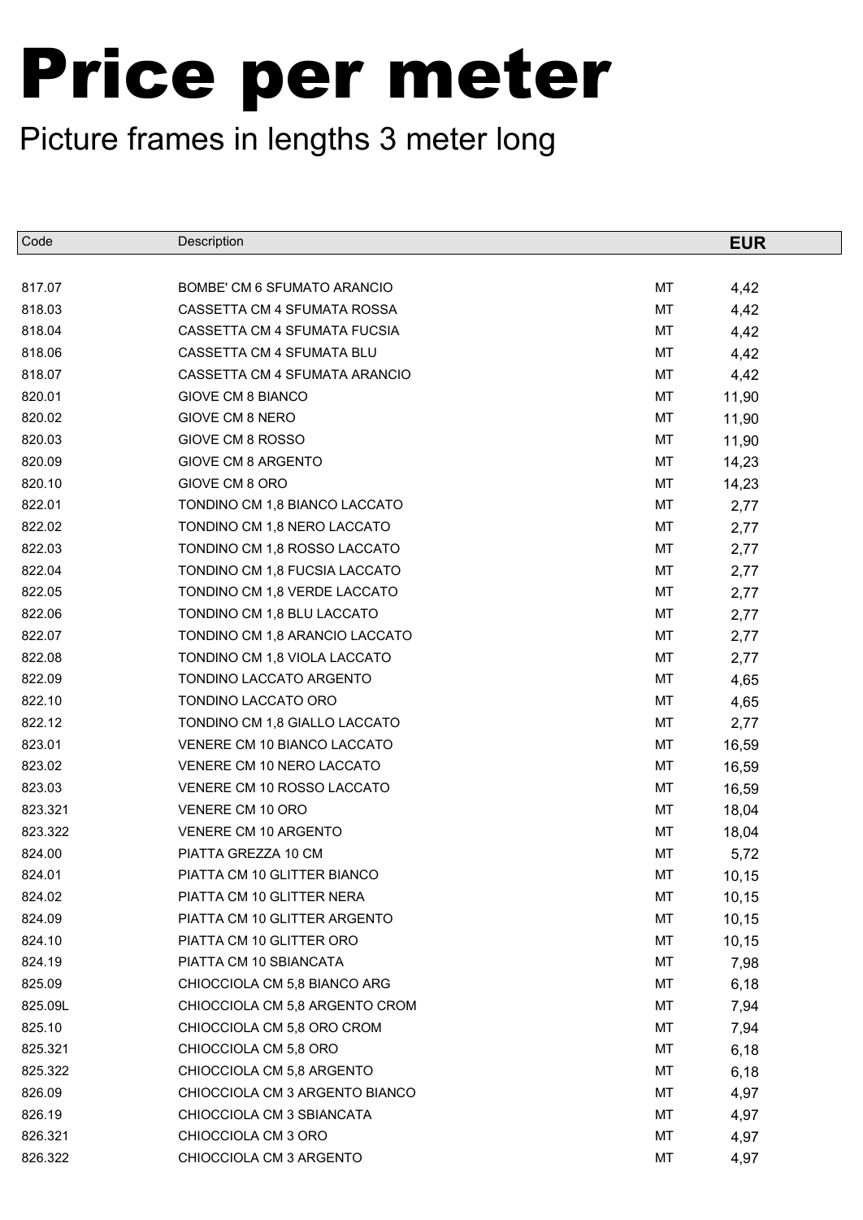# Price per meter

Picture frames in lengths 3 meter long

| Code | Description | | EUR |
|---|---|---|---|
| 817.07 | BOMBE' CM 6 SFUMATO ARANCIO | MT | 4,42 |
| 818.03 | CASSETTA CM 4 SFUMATA ROSSA | MT | 4,42 |
| 818.04 | CASSETTA CM 4 SFUMATA FUCSIA | MT | 4,42 |
| 818.06 | CASSETTA CM 4 SFUMATA BLU | MT | 4,42 |
| 818.07 | CASSETTA CM 4 SFUMATA ARANCIO | MT | 4,42 |
| 820.01 | GIOVE CM 8 BIANCO | MT | 11,90 |
| 820.02 | GIOVE CM 8 NERO | MT | 11,90 |
| 820.03 | GIOVE CM 8 ROSSO | MT | 11,90 |
| 820.09 | GIOVE CM 8 ARGENTO | MT | 14,23 |
| 820.10 | GIOVE CM 8 ORO | MT | 14,23 |
| 822.01 | TONDINO CM 1,8 BIANCO LACCATO | MT | 2,77 |
| 822.02 | TONDINO CM 1,8 NERO LACCATO | MT | 2,77 |
| 822.03 | TONDINO CM 1,8 ROSSO LACCATO | MT | 2,77 |
| 822.04 | TONDINO CM 1,8 FUCSIA LACCATO | MT | 2,77 |
| 822.05 | TONDINO CM 1,8 VERDE LACCATO | MT | 2,77 |
| 822.06 | TONDINO CM 1,8 BLU LACCATO | MT | 2,77 |
| 822.07 | TONDINO CM 1,8 ARANCIO LACCATO | MT | 2,77 |
| 822.08 | TONDINO CM 1,8 VIOLA LACCATO | MT | 2,77 |
| 822.09 | TONDINO LACCATO ARGENTO | MT | 4,65 |
| 822.10 | TONDINO LACCATO ORO | MT | 4,65 |
| 822.12 | TONDINO CM 1,8 GIALLO LACCATO | MT | 2,77 |
| 823.01 | VENERE CM 10 BIANCO LACCATO | MT | 16,59 |
| 823.02 | VENERE CM 10 NERO LACCATO | MT | 16,59 |
| 823.03 | VENERE CM 10 ROSSO LACCATO | MT | 16,59 |
| 823.321 | VENERE CM 10 ORO | MT | 18,04 |
| 823.322 | VENERE CM 10 ARGENTO | MT | 18,04 |
| 824.00 | PIATTA GREZZA 10 CM | MT | 5,72 |
| 824.01 | PIATTA CM 10 GLITTER BIANCO | MT | 10,15 |
| 824.02 | PIATTA CM 10 GLITTER NERA | MT | 10,15 |
| 824.09 | PIATTA CM 10 GLITTER ARGENTO | MT | 10,15 |
| 824.10 | PIATTA CM 10 GLITTER ORO | MT | 10,15 |
| 824.19 | PIATTA CM 10 SBIANCATA | MT | 7,98 |
| 825.09 | CHIOCCIOLA CM 5,8 BIANCO ARG | MT | 6,18 |
| 825.09L | CHIOCCIOLA CM 5,8 ARGENTO CROM | MT | 7,94 |
| 825.10 | CHIOCCIOLA CM 5,8 ORO CROM | MT | 7,94 |
| 825.321 | CHIOCCIOLA CM 5,8 ORO | MT | 6,18 |
| 825.322 | CHIOCCIOLA CM 5,8 ARGENTO | MT | 6,18 |
| 826.09 | CHIOCCIOLA CM 3 ARGENTO BIANCO | MT | 4,97 |
| 826.19 | CHIOCCIOLA CM 3 SBIANCATA | MT | 4,97 |
| 826.321 | CHIOCCIOLA CM 3 ORO | MT | 4,97 |
| 826.322 | CHIOCCIOLA CM 3 ARGENTO | MT | 4,97 |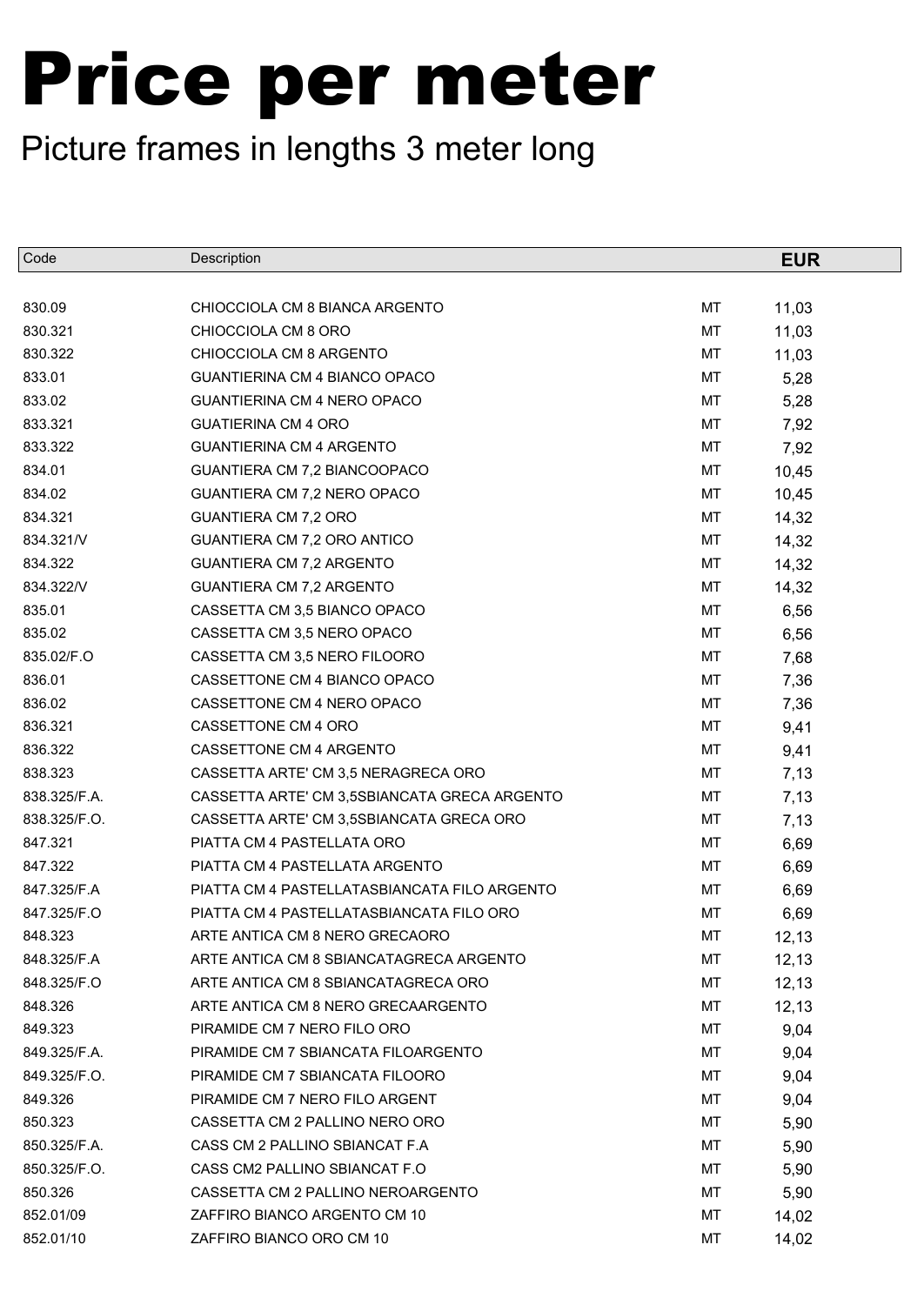# Price per meter

Picture frames in lengths 3 meter long

| Code | Description | | EUR |
|---|---|---|---|
| 830.09 | CHIOCCIOLA CM 8 BIANCA ARGENTO | MT | 11,03 |
| 830.321 | CHIOCCIOLA CM 8 ORO | MT | 11,03 |
| 830.322 | CHIOCCIOLA CM 8 ARGENTO | MT | 11,03 |
| 833.01 | GUANTIERINA CM 4 BIANCO OPACO | MT | 5,28 |
| 833.02 | GUANTIERINA CM 4 NERO OPACO | MT | 5,28 |
| 833.321 | GUATIERINA CM 4 ORO | MT | 7,92 |
| 833.322 | GUANTIERINA CM 4 ARGENTO | MT | 7,92 |
| 834.01 | GUANTIERA CM 7,2 BIANCOOPACO | MT | 10,45 |
| 834.02 | GUANTIERA CM 7,2 NERO OPACO | MT | 10,45 |
| 834.321 | GUANTIERA CM 7,2 ORO | MT | 14,32 |
| 834.321/V | GUANTIERA CM 7,2 ORO ANTICO | MT | 14,32 |
| 834.322 | GUANTIERA CM 7,2 ARGENTO | MT | 14,32 |
| 834.322/V | GUANTIERA CM 7,2 ARGENTO | MT | 14,32 |
| 835.01 | CASSETTA CM 3,5 BIANCO OPACO | MT | 6,56 |
| 835.02 | CASSETTA CM 3,5 NERO OPACO | MT | 6,56 |
| 835.02/F.O | CASSETTA CM 3,5 NERO FILOORO | MT | 7,68 |
| 836.01 | CASSETTONE CM 4 BIANCO OPACO | MT | 7,36 |
| 836.02 | CASSETTONE CM 4 NERO OPACO | MT | 7,36 |
| 836.321 | CASSETTONE CM 4 ORO | MT | 9,41 |
| 836.322 | CASSETTONE CM 4 ARGENTO | MT | 9,41 |
| 838.323 | CASSETTA ARTE' CM 3,5 NERAGRECA ORO | MT | 7,13 |
| 838.325/F.A. | CASSETTA ARTE' CM 3,5SBIANCATA GRECA ARGENTO | MT | 7,13 |
| 838.325/F.O. | CASSETTA ARTE' CM 3,5SBIANCATA GRECA ORO | MT | 7,13 |
| 847.321 | PIATTA CM 4 PASTELLATA ORO | MT | 6,69 |
| 847.322 | PIATTA CM 4 PASTELLATA ARGENTO | MT | 6,69 |
| 847.325/F.A | PIATTA CM 4 PASTELLATASBIANCATA FILO ARGENTO | MT | 6,69 |
| 847.325/F.O | PIATTA CM 4 PASTELLATASBIANCATA FILO ORO | MT | 6,69 |
| 848.323 | ARTE ANTICA CM 8 NERO GRECAORO | MT | 12,13 |
| 848.325/F.A | ARTE ANTICA CM 8 SBIANCATAGRECA ARGENTO | MT | 12,13 |
| 848.325/F.O | ARTE ANTICA CM 8 SBIANCATAGRECA ORO | MT | 12,13 |
| 848.326 | ARTE ANTICA CM 8 NERO GRECAARGENTO | MT | 12,13 |
| 849.323 | PIRAMIDE CM 7 NERO FILO ORO | MT | 9,04 |
| 849.325/F.A. | PIRAMIDE CM 7 SBIANCATA FILOARGENTO | MT | 9,04 |
| 849.325/F.O. | PIRAMIDE CM 7 SBIANCATA FILOORO | MT | 9,04 |
| 849.326 | PIRAMIDE CM 7 NERO FILO ARGENT | MT | 9,04 |
| 850.323 | CASSETTA CM 2 PALLINO NERO ORO | MT | 5,90 |
| 850.325/F.A. | CASS CM 2 PALLINO SBIANCAT F.A | MT | 5,90 |
| 850.325/F.O. | CASS CM2 PALLINO SBIANCAT F.O | MT | 5,90 |
| 850.326 | CASSETTA CM 2 PALLINO NEROARGENTO | MT | 5,90 |
| 852.01/09 | ZAFFIRO BIANCO ARGENTO CM 10 | MT | 14,02 |
| 852.01/10 | ZAFFIRO BIANCO ORO CM 10 | MT | 14,02 |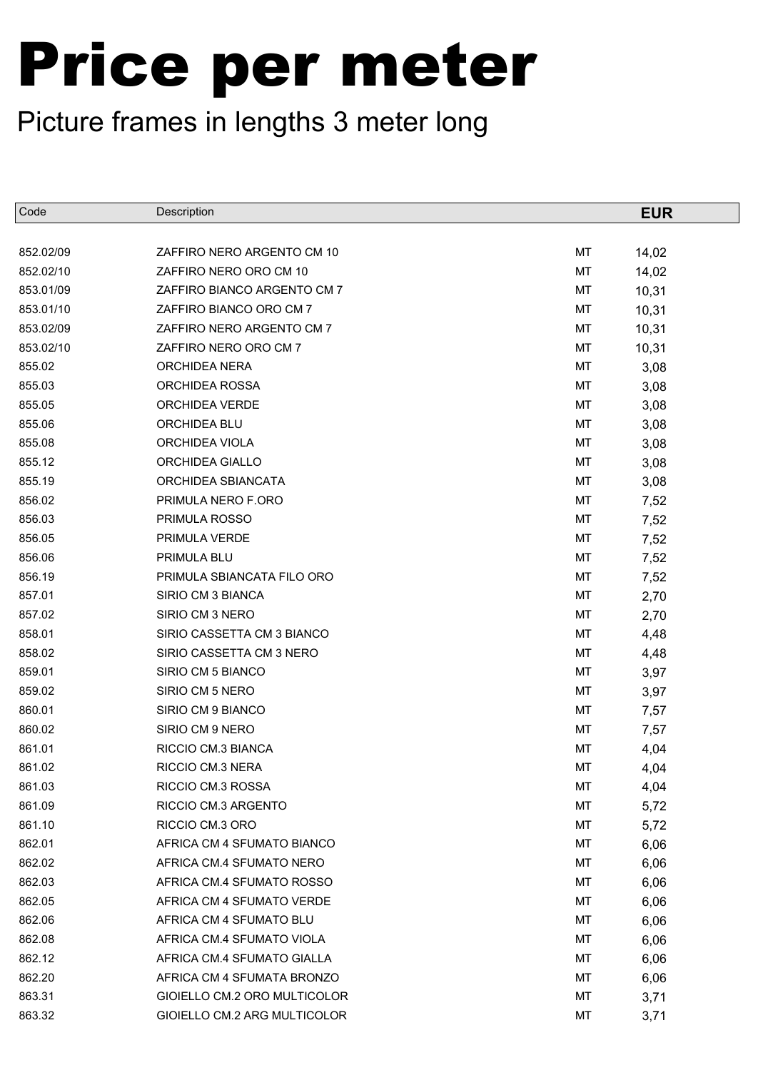# Price per meter

Picture frames in lengths 3 meter long

| Code | Description | | EUR |
|---|---|---|---|
| 852.02/09 | ZAFFIRO NERO ARGENTO CM 10 | MT | 14,02 |
| 852.02/10 | ZAFFIRO NERO ORO CM 10 | MT | 14,02 |
| 853.01/09 | ZAFFIRO BIANCO ARGENTO CM 7 | MT | 10,31 |
| 853.01/10 | ZAFFIRO BIANCO ORO CM 7 | MT | 10,31 |
| 853.02/09 | ZAFFIRO NERO ARGENTO CM 7 | MT | 10,31 |
| 853.02/10 | ZAFFIRO NERO ORO CM 7 | MT | 10,31 |
| 855.02 | ORCHIDEA NERA | MT | 3,08 |
| 855.03 | ORCHIDEA ROSSA | MT | 3,08 |
| 855.05 | ORCHIDEA VERDE | MT | 3,08 |
| 855.06 | ORCHIDEA BLU | MT | 3,08 |
| 855.08 | ORCHIDEA VIOLA | MT | 3,08 |
| 855.12 | ORCHIDEA GIALLO | MT | 3,08 |
| 855.19 | ORCHIDEA SBIANCATA | MT | 3,08 |
| 856.02 | PRIMULA NERO F.ORO | MT | 7,52 |
| 856.03 | PRIMULA ROSSO | MT | 7,52 |
| 856.05 | PRIMULA VERDE | MT | 7,52 |
| 856.06 | PRIMULA BLU | MT | 7,52 |
| 856.19 | PRIMULA SBIANCATA FILO ORO | MT | 7,52 |
| 857.01 | SIRIO CM 3 BIANCA | MT | 2,70 |
| 857.02 | SIRIO CM 3 NERO | MT | 2,70 |
| 858.01 | SIRIO CASSETTA CM 3 BIANCO | MT | 4,48 |
| 858.02 | SIRIO CASSETTA CM 3 NERO | MT | 4,48 |
| 859.01 | SIRIO CM 5 BIANCO | MT | 3,97 |
| 859.02 | SIRIO CM 5 NERO | MT | 3,97 |
| 860.01 | SIRIO CM 9 BIANCO | MT | 7,57 |
| 860.02 | SIRIO CM 9 NERO | MT | 7,57 |
| 861.01 | RICCIO CM.3 BIANCA | MT | 4,04 |
| 861.02 | RICCIO CM.3 NERA | MT | 4,04 |
| 861.03 | RICCIO CM.3 ROSSA | MT | 4,04 |
| 861.09 | RICCIO CM.3 ARGENTO | MT | 5,72 |
| 861.10 | RICCIO CM.3 ORO | MT | 5,72 |
| 862.01 | AFRICA CM 4 SFUMATO BIANCO | MT | 6,06 |
| 862.02 | AFRICA CM.4 SFUMATO NERO | MT | 6,06 |
| 862.03 | AFRICA CM.4 SFUMATO ROSSO | MT | 6,06 |
| 862.05 | AFRICA CM 4 SFUMATO VERDE | MT | 6,06 |
| 862.06 | AFRICA CM 4 SFUMATO BLU | MT | 6,06 |
| 862.08 | AFRICA CM.4 SFUMATO VIOLA | MT | 6,06 |
| 862.12 | AFRICA CM.4 SFUMATO GIALLA | MT | 6,06 |
| 862.20 | AFRICA CM 4 SFUMATA BRONZO | MT | 6,06 |
| 863.31 | GIOIELLO CM.2 ORO MULTICOLOR | MT | 3,71 |
| 863.32 | GIOIELLO CM.2 ARG MULTICOLOR | MT | 3,71 |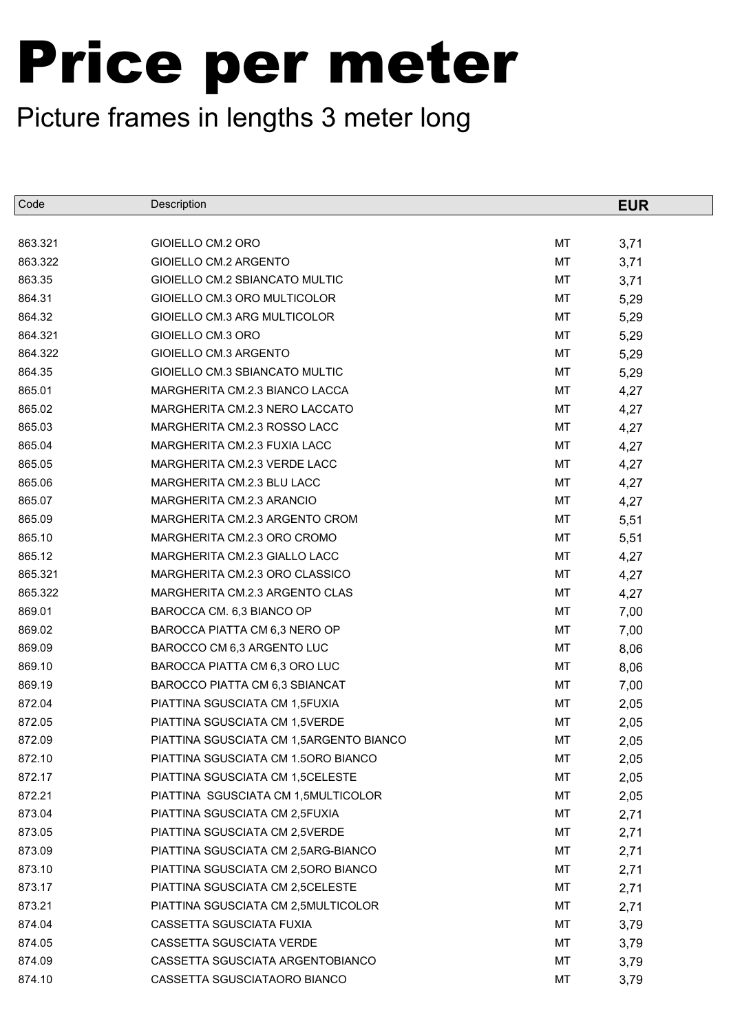# Price per meter

## Picture frames in lengths 3 meter long

| Code | Description | | EUR |
|---|---|---|---|
| 863.321 | GIOIELLO CM.2 ORO | MT | 3,71 |
| 863.322 | GIOIELLO CM.2 ARGENTO | MT | 3,71 |
| 863.35 | GIOIELLO CM.2 SBIANCATO MULTIC | MT | 3,71 |
| 864.31 | GIOIELLO CM.3 ORO MULTICOLOR | MT | 5,29 |
| 864.32 | GIOIELLO CM.3 ARG MULTICOLOR | MT | 5,29 |
| 864.321 | GIOIELLO CM.3 ORO | MT | 5,29 |
| 864.322 | GIOIELLO CM.3 ARGENTO | MT | 5,29 |
| 864.35 | GIOIELLO CM.3 SBIANCATO MULTIC | MT | 5,29 |
| 865.01 | MARGHERITA CM.2.3 BIANCO LACCA | MT | 4,27 |
| 865.02 | MARGHERITA CM.2.3 NERO LACCATO | MT | 4,27 |
| 865.03 | MARGHERITA CM.2.3 ROSSO LACC | MT | 4,27 |
| 865.04 | MARGHERITA CM.2.3 FUXIA LACC | MT | 4,27 |
| 865.05 | MARGHERITA CM.2.3 VERDE LACC | MT | 4,27 |
| 865.06 | MARGHERITA CM.2.3 BLU LACC | MT | 4,27 |
| 865.07 | MARGHERITA CM.2.3 ARANCIO | MT | 4,27 |
| 865.09 | MARGHERITA CM.2.3 ARGENTO CROM | MT | 5,51 |
| 865.10 | MARGHERITA CM.2.3 ORO CROMO | MT | 5,51 |
| 865.12 | MARGHERITA CM.2.3 GIALLO LACC | MT | 4,27 |
| 865.321 | MARGHERITA CM.2.3 ORO CLASSICO | MT | 4,27 |
| 865.322 | MARGHERITA CM.2.3 ARGENTO CLAS | MT | 4,27 |
| 869.01 | BAROCCA CM. 6,3 BIANCO OP | MT | 7,00 |
| 869.02 | BAROCCA PIATTA CM 6,3 NERO OP | MT | 7,00 |
| 869.09 | BAROCCO CM 6,3 ARGENTO LUC | MT | 8,06 |
| 869.10 | BAROCCA PIATTA CM 6,3 ORO LUC | MT | 8,06 |
| 869.19 | BAROCCO PIATTA CM 6,3 SBIANCAT | MT | 7,00 |
| 872.04 | PIATTINA SGUSCIATA CM 1,5FUXIA | MT | 2,05 |
| 872.05 | PIATTINA SGUSCIATA CM 1,5VERDE | MT | 2,05 |
| 872.09 | PIATTINA SGUSCIATA CM 1,5ARGENTO BIANCO | MT | 2,05 |
| 872.10 | PIATTINA SGUSCIATA CM 1.5ORO BIANCO | MT | 2,05 |
| 872.17 | PIATTINA SGUSCIATA CM 1,5CELESTE | MT | 2,05 |
| 872.21 | PIATTINA SGUSCIATA CM 1,5MULTICOLOR | MT | 2,05 |
| 873.04 | PIATTINA SGUSCIATA CM 2,5FUXIA | MT | 2,71 |
| 873.05 | PIATTINA SGUSCIATA CM 2,5VERDE | MT | 2,71 |
| 873.09 | PIATTINA SGUSCIATA CM 2,5ARG-BIANCO | MT | 2,71 |
| 873.10 | PIATTINA SGUSCIATA CM 2,5ORO BIANCO | MT | 2,71 |
| 873.17 | PIATTINA SGUSCIATA CM 2,5CELESTE | MT | 2,71 |
| 873.21 | PIATTINA SGUSCIATA CM 2,5MULTICOLOR | MT | 2,71 |
| 874.04 | CASSETTA SGUSCIATA FUXIA | MT | 3,79 |
| 874.05 | CASSETTA SGUSCIATA VERDE | MT | 3,79 |
| 874.09 | CASSETTA SGUSCIATA ARGENTOBIANCO | MT | 3,79 |
| 874.10 | CASSETTA SGUSCIATAORO BIANCO | MT | 3,79 |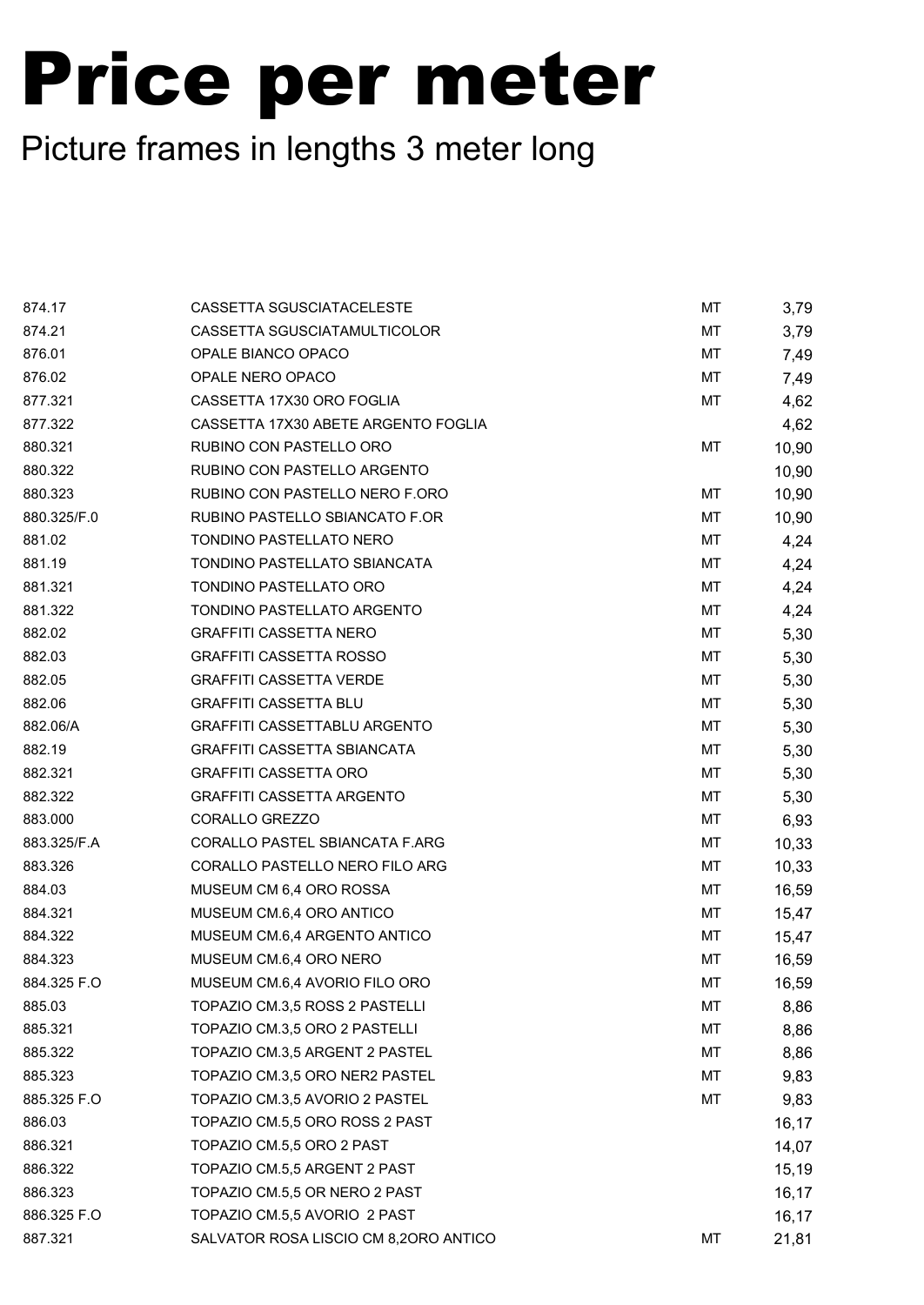# Price per meter

Picture frames in lengths 3 meter long

| | | | |
|---|---|---|---|
| 874.17 | CASSETTA SGUSCIATACELESTE | MT | 3,79 |
| 874.21 | CASSETTA SGUSCIATAMULTICOLOR | MT | 3,79 |
| 876.01 | OPALE BIANCO OPACO | MT | 7,49 |
| 876.02 | OPALE NERO OPACO | MT | 7,49 |
| 877.321 | CASSETTA 17X30 ORO FOGLIA | MT | 4,62 |
| 877.322 | CASSETTA 17X30 ABETE ARGENTO FOGLIA | | 4,62 |
| 880.321 | RUBINO CON PASTELLO ORO | MT | 10,90 |
| 880.322 | RUBINO CON PASTELLO ARGENTO | | 10,90 |
| 880.323 | RUBINO CON PASTELLO NERO F.ORO | MT | 10,90 |
| 880.325/F.0 | RUBINO PASTELLO SBIANCATO F.OR | MT | 10,90 |
| 881.02 | TONDINO PASTELLATO NERO | MT | 4,24 |
| 881.19 | TONDINO PASTELLATO SBIANCATA | MT | 4,24 |
| 881.321 | TONDINO PASTELLATO ORO | MT | 4,24 |
| 881.322 | TONDINO PASTELLATO ARGENTO | MT | 4,24 |
| 882.02 | GRAFFITI CASSETTA NERO | MT | 5,30 |
| 882.03 | GRAFFITI CASSETTA ROSSO | MT | 5,30 |
| 882.05 | GRAFFITI CASSETTA VERDE | MT | 5,30 |
| 882.06 | GRAFFITI CASSETTA BLU | MT | 5,30 |
| 882.06/A | GRAFFITI CASSETTABLU ARGENTO | MT | 5,30 |
| 882.19 | GRAFFITI CASSETTA SBIANCATA | MT | 5,30 |
| 882.321 | GRAFFITI CASSETTA ORO | MT | 5,30 |
| 882.322 | GRAFFITI CASSETTA ARGENTO | MT | 5,30 |
| 883.000 | CORALLO GREZZO | MT | 6,93 |
| 883.325/F.A | CORALLO PASTEL SBIANCATA F.ARG | MT | 10,33 |
| 883.326 | CORALLO PASTELLO NERO FILO ARG | MT | 10,33 |
| 884.03 | MUSEUM CM 6,4 ORO ROSSA | MT | 16,59 |
| 884.321 | MUSEUM CM.6,4 ORO ANTICO | MT | 15,47 |
| 884.322 | MUSEUM CM.6,4 ARGENTO ANTICO | MT | 15,47 |
| 884.323 | MUSEUM CM.6,4 ORO NERO | MT | 16,59 |
| 884.325 F.O | MUSEUM CM.6,4 AVORIO FILO ORO | MT | 16,59 |
| 885.03 | TOPAZIO CM.3,5 ROSS 2 PASTELLI | MT | 8,86 |
| 885.321 | TOPAZIO CM.3,5 ORO 2 PASTELLI | MT | 8,86 |
| 885.322 | TOPAZIO CM.3,5 ARGENT 2 PASTEL | MT | 8,86 |
| 885.323 | TOPAZIO CM.3,5 ORO NER2 PASTEL | MT | 9,83 |
| 885.325 F.O | TOPAZIO CM.3,5 AVORIO 2 PASTEL | MT | 9,83 |
| 886.03 | TOPAZIO CM.5,5 ORO ROSS 2 PAST | | 16,17 |
| 886.321 | TOPAZIO CM.5,5 ORO 2 PAST | | 14,07 |
| 886.322 | TOPAZIO CM.5,5 ARGENT 2 PAST | | 15,19 |
| 886.323 | TOPAZIO CM.5,5 OR NERO 2 PAST | | 16,17 |
| 886.325 F.O | TOPAZIO CM.5,5 AVORIO 2 PAST | | 16,17 |
| 887.321 | SALVATOR ROSA LISCIO CM 8,2ORO ANTICO | MT | 21,81 |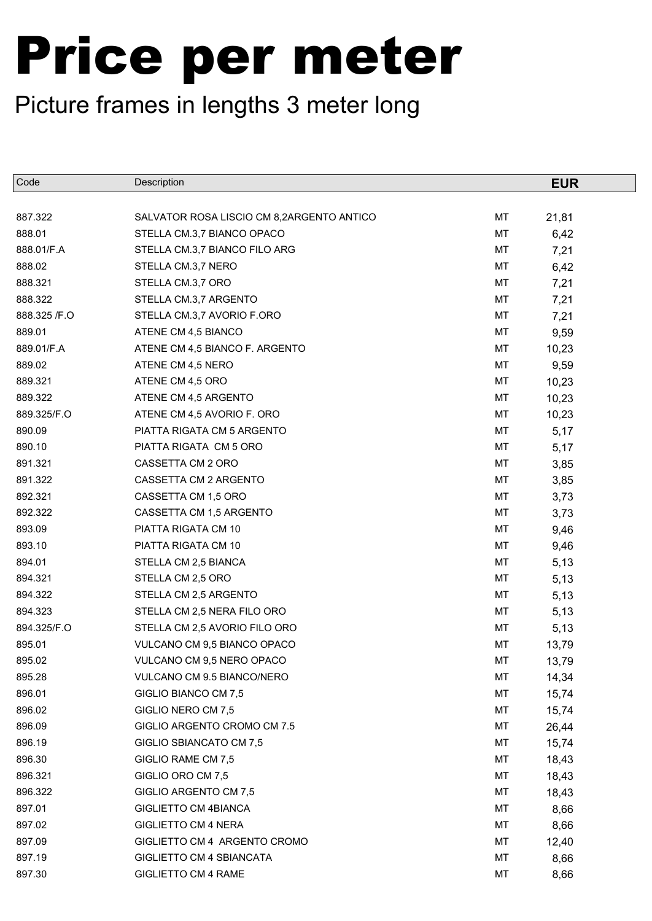# Price per meter

Picture frames in lengths 3 meter long

| Code | Description | | EUR |
|---|---|---|---|
| 887.322 | SALVATOR ROSA LISCIO CM 8,2ARGENTO ANTICO | MT | 21,81 |
| 888.01 | STELLA CM.3,7 BIANCO OPACO | MT | 6,42 |
| 888.01/F.A | STELLA CM.3,7 BIANCO FILO ARG | MT | 7,21 |
| 888.02 | STELLA CM.3,7 NERO | MT | 6,42 |
| 888.321 | STELLA CM.3,7 ORO | MT | 7,21 |
| 888.322 | STELLA CM.3,7 ARGENTO | MT | 7,21 |
| 888.325 /F.O | STELLA CM.3,7 AVORIO F.ORO | MT | 7,21 |
| 889.01 | ATENE CM 4,5 BIANCO | MT | 9,59 |
| 889.01/F.A | ATENE CM 4,5 BIANCO F. ARGENTO | MT | 10,23 |
| 889.02 | ATENE CM 4,5 NERO | MT | 9,59 |
| 889.321 | ATENE CM 4,5 ORO | MT | 10,23 |
| 889.322 | ATENE CM 4,5 ARGENTO | MT | 10,23 |
| 889.325/F.O | ATENE CM 4,5 AVORIO F. ORO | MT | 10,23 |
| 890.09 | PIATTA RIGATA CM 5 ARGENTO | MT | 5,17 |
| 890.10 | PIATTA RIGATA CM 5 ORO | MT | 5,17 |
| 891.321 | CASSETTA CM 2 ORO | MT | 3,85 |
| 891.322 | CASSETTA CM 2 ARGENTO | MT | 3,85 |
| 892.321 | CASSETTA CM 1,5 ORO | MT | 3,73 |
| 892.322 | CASSETTA CM 1,5 ARGENTO | MT | 3,73 |
| 893.09 | PIATTA RIGATA CM 10 | MT | 9,46 |
| 893.10 | PIATTA RIGATA CM 10 | MT | 9,46 |
| 894.01 | STELLA CM 2,5 BIANCA | MT | 5,13 |
| 894.321 | STELLA CM 2,5 ORO | MT | 5,13 |
| 894.322 | STELLA CM 2,5 ARGENTO | MT | 5,13 |
| 894.323 | STELLA CM 2,5 NERA FILO ORO | MT | 5,13 |
| 894.325/F.O | STELLA CM 2,5 AVORIO FILO ORO | MT | 5,13 |
| 895.01 | VULCANO CM 9,5 BIANCO OPACO | MT | 13,79 |
| 895.02 | VULCANO CM 9,5 NERO OPACO | MT | 13,79 |
| 895.28 | VULCANO CM 9.5 BIANCO/NERO | MT | 14,34 |
| 896.01 | GIGLIO BIANCO CM 7,5 | MT | 15,74 |
| 896.02 | GIGLIO NERO CM 7,5 | MT | 15,74 |
| 896.09 | GIGLIO ARGENTO CROMO CM 7.5 | MT | 26,44 |
| 896.19 | GIGLIO SBIANCATO CM 7,5 | MT | 15,74 |
| 896.30 | GIGLIO RAME CM 7,5 | MT | 18,43 |
| 896.321 | GIGLIO ORO CM 7,5 | MT | 18,43 |
| 896.322 | GIGLIO ARGENTO CM 7,5 | MT | 18,43 |
| 897.01 | GIGLIETTO CM 4BIANCA | MT | 8,66 |
| 897.02 | GIGLIETTO CM 4 NERA | MT | 8,66 |
| 897.09 | GIGLIETTO CM 4 ARGENTO CROMO | MT | 12,40 |
| 897.19 | GIGLIETTO CM 4 SBIANCATA | MT | 8,66 |
| 897.30 | GIGLIETTO CM 4 RAME | MT | 8,66 |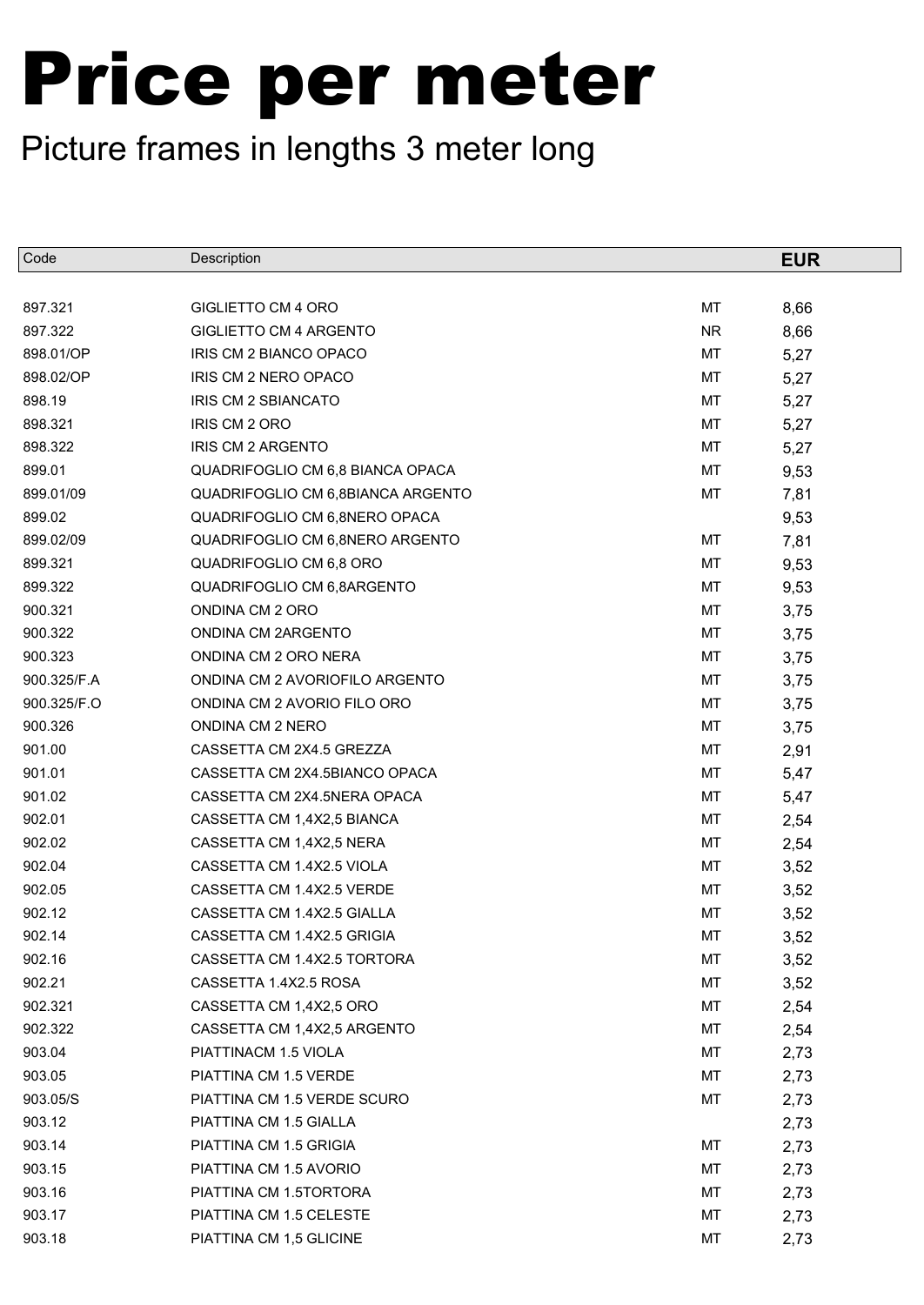# Price per meter

## Picture frames in lengths 3 meter long

| Code | Description | | EUR |
|---|---|---|---|
| 897.321 | GIGLIETTO CM 4 ORO | MT | 8,66 |
| 897.322 | GIGLIETTO CM 4 ARGENTO | NR | 8,66 |
| 898.01/OP | IRIS CM 2 BIANCO OPACO | MT | 5,27 |
| 898.02/OP | IRIS CM 2 NERO OPACO | MT | 5,27 |
| 898.19 | IRIS CM 2 SBIANCATO | MT | 5,27 |
| 898.321 | IRIS CM 2 ORO | MT | 5,27 |
| 898.322 | IRIS CM 2 ARGENTO | MT | 5,27 |
| 899.01 | QUADRIFOGLIO CM 6,8 BIANCA OPACA | MT | 9,53 |
| 899.01/09 | QUADRIFOGLIO CM 6,8BIANCA ARGENTO | MT | 7,81 |
| 899.02 | QUADRIFOGLIO CM 6,8NERO OPACA | | 9,53 |
| 899.02/09 | QUADRIFOGLIO CM 6,8NERO ARGENTO | MT | 7,81 |
| 899.321 | QUADRIFOGLIO CM 6,8 ORO | MT | 9,53 |
| 899.322 | QUADRIFOGLIO CM 6,8ARGENTO | MT | 9,53 |
| 900.321 | ONDINA CM 2 ORO | MT | 3,75 |
| 900.322 | ONDINA CM 2ARGENTO | MT | 3,75 |
| 900.323 | ONDINA CM 2 ORO NERA | MT | 3,75 |
| 900.325/F.A | ONDINA CM 2 AVORIOFILO ARGENTO | MT | 3,75 |
| 900.325/F.O | ONDINA CM 2 AVORIO FILO ORO | MT | 3,75 |
| 900.326 | ONDINA CM 2 NERO | MT | 3,75 |
| 901.00 | CASSETTA CM 2X4.5 GREZZA | MT | 2,91 |
| 901.01 | CASSETTA CM 2X4.5BIANCO OPACA | MT | 5,47 |
| 901.02 | CASSETTA CM 2X4.5NERA OPACA | MT | 5,47 |
| 902.01 | CASSETTA CM 1,4X2,5 BIANCA | MT | 2,54 |
| 902.02 | CASSETTA CM 1,4X2,5 NERA | MT | 2,54 |
| 902.04 | CASSETTA CM 1.4X2.5 VIOLA | MT | 3,52 |
| 902.05 | CASSETTA CM 1.4X2.5 VERDE | MT | 3,52 |
| 902.12 | CASSETTA CM 1.4X2.5 GIALLA | MT | 3,52 |
| 902.14 | CASSETTA CM 1.4X2.5 GRIGIA | MT | 3,52 |
| 902.16 | CASSETTA CM 1.4X2.5 TORTORA | MT | 3,52 |
| 902.21 | CASSETTA 1.4X2.5 ROSA | MT | 3,52 |
| 902.321 | CASSETTA CM 1,4X2,5 ORO | MT | 2,54 |
| 902.322 | CASSETTA CM 1,4X2,5 ARGENTO | MT | 2,54 |
| 903.04 | PIATTINACM 1.5 VIOLA | MT | 2,73 |
| 903.05 | PIATTINA CM 1.5 VERDE | MT | 2,73 |
| 903.05/S | PIATTINA CM 1.5 VERDE SCURO | MT | 2,73 |
| 903.12 | PIATTINA CM 1.5 GIALLA | | 2,73 |
| 903.14 | PIATTINA CM 1.5 GRIGIA | MT | 2,73 |
| 903.15 | PIATTINA CM 1.5 AVORIO | MT | 2,73 |
| 903.16 | PIATTINA CM 1.5TORTORA | MT | 2,73 |
| 903.17 | PIATTINA CM 1.5 CELESTE | MT | 2,73 |
| 903.18 | PIATTINA CM 1,5 GLICINE | MT | 2,73 |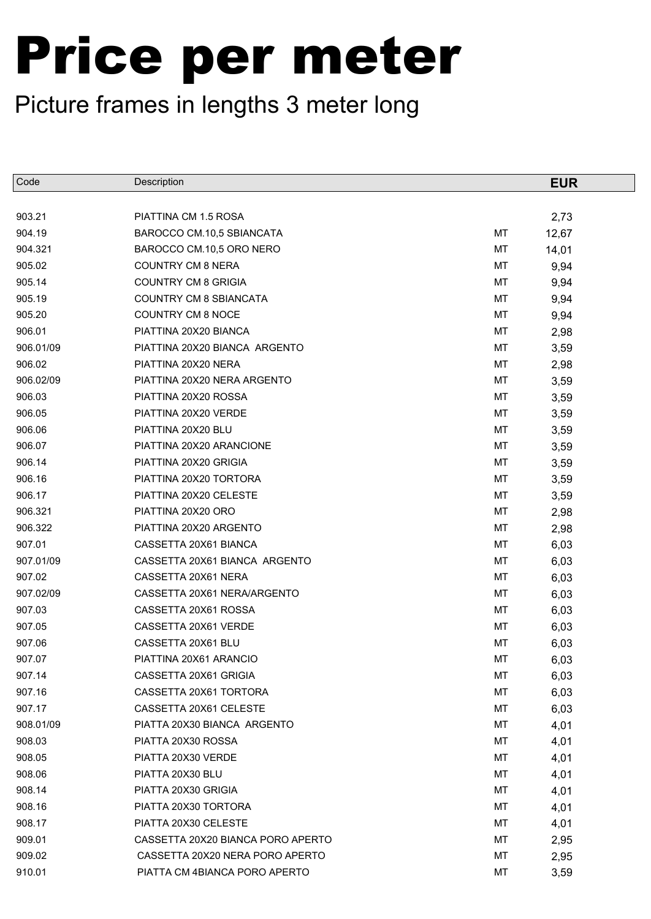# Price per meter

## Picture frames in lengths 3 meter long

| Code | Description | | EUR |
|---|---|---|---|
| 903.21 | PIATTINA CM 1.5 ROSA | | 2,73 |
| 904.19 | BAROCCO CM.10,5 SBIANCATA | MT | 12,67 |
| 904.321 | BAROCCO CM.10,5 ORO NERO | MT | 14,01 |
| 905.02 | COUNTRY CM 8 NERA | MT | 9,94 |
| 905.14 | COUNTRY CM 8 GRIGIA | MT | 9,94 |
| 905.19 | COUNTRY CM 8 SBIANCATA | MT | 9,94 |
| 905.20 | COUNTRY CM 8 NOCE | MT | 9,94 |
| 906.01 | PIATTINA 20X20 BIANCA | MT | 2,98 |
| 906.01/09 | PIATTINA 20X20 BIANCA ARGENTO | MT | 3,59 |
| 906.02 | PIATTINA 20X20 NERA | MT | 2,98 |
| 906.02/09 | PIATTINA 20X20 NERA ARGENTO | MT | 3,59 |
| 906.03 | PIATTINA 20X20 ROSSA | MT | 3,59 |
| 906.05 | PIATTINA 20X20 VERDE | MT | 3,59 |
| 906.06 | PIATTINA 20X20 BLU | MT | 3,59 |
| 906.07 | PIATTINA 20X20 ARANCIONE | MT | 3,59 |
| 906.14 | PIATTINA 20X20 GRIGIA | MT | 3,59 |
| 906.16 | PIATTINA 20X20 TORTORA | MT | 3,59 |
| 906.17 | PIATTINA 20X20 CELESTE | MT | 3,59 |
| 906.321 | PIATTINA 20X20 ORO | MT | 2,98 |
| 906.322 | PIATTINA 20X20 ARGENTO | MT | 2,98 |
| 907.01 | CASSETTA 20X61 BIANCA | MT | 6,03 |
| 907.01/09 | CASSETTA 20X61 BIANCA ARGENTO | MT | 6,03 |
| 907.02 | CASSETTA 20X61 NERA | MT | 6,03 |
| 907.02/09 | CASSETTA 20X61 NERA/ARGENTO | MT | 6,03 |
| 907.03 | CASSETTA 20X61 ROSSA | MT | 6,03 |
| 907.05 | CASSETTA 20X61 VERDE | MT | 6,03 |
| 907.06 | CASSETTA 20X61 BLU | MT | 6,03 |
| 907.07 | PIATTINA 20X61 ARANCIO | MT | 6,03 |
| 907.14 | CASSETTA 20X61 GRIGIA | MT | 6,03 |
| 907.16 | CASSETTA 20X61 TORTORA | MT | 6,03 |
| 907.17 | CASSETTA 20X61 CELESTE | MT | 6,03 |
| 908.01/09 | PIATTA 20X30 BIANCA ARGENTO | MT | 4,01 |
| 908.03 | PIATTA 20X30 ROSSA | MT | 4,01 |
| 908.05 | PIATTA 20X30 VERDE | MT | 4,01 |
| 908.06 | PIATTA 20X30 BLU | MT | 4,01 |
| 908.14 | PIATTA 20X30 GRIGIA | MT | 4,01 |
| 908.16 | PIATTA 20X30 TORTORA | MT | 4,01 |
| 908.17 | PIATTA 20X30 CELESTE | MT | 4,01 |
| 909.01 | CASSETTA 20X20 BIANCA PORO APERTO | MT | 2,95 |
| 909.02 | CASSETTA 20X20 NERA PORO APERTO | MT | 2,95 |
| 910.01 | PIATTA CM 4BIANCA PORO APERTO | MT | 3,59 |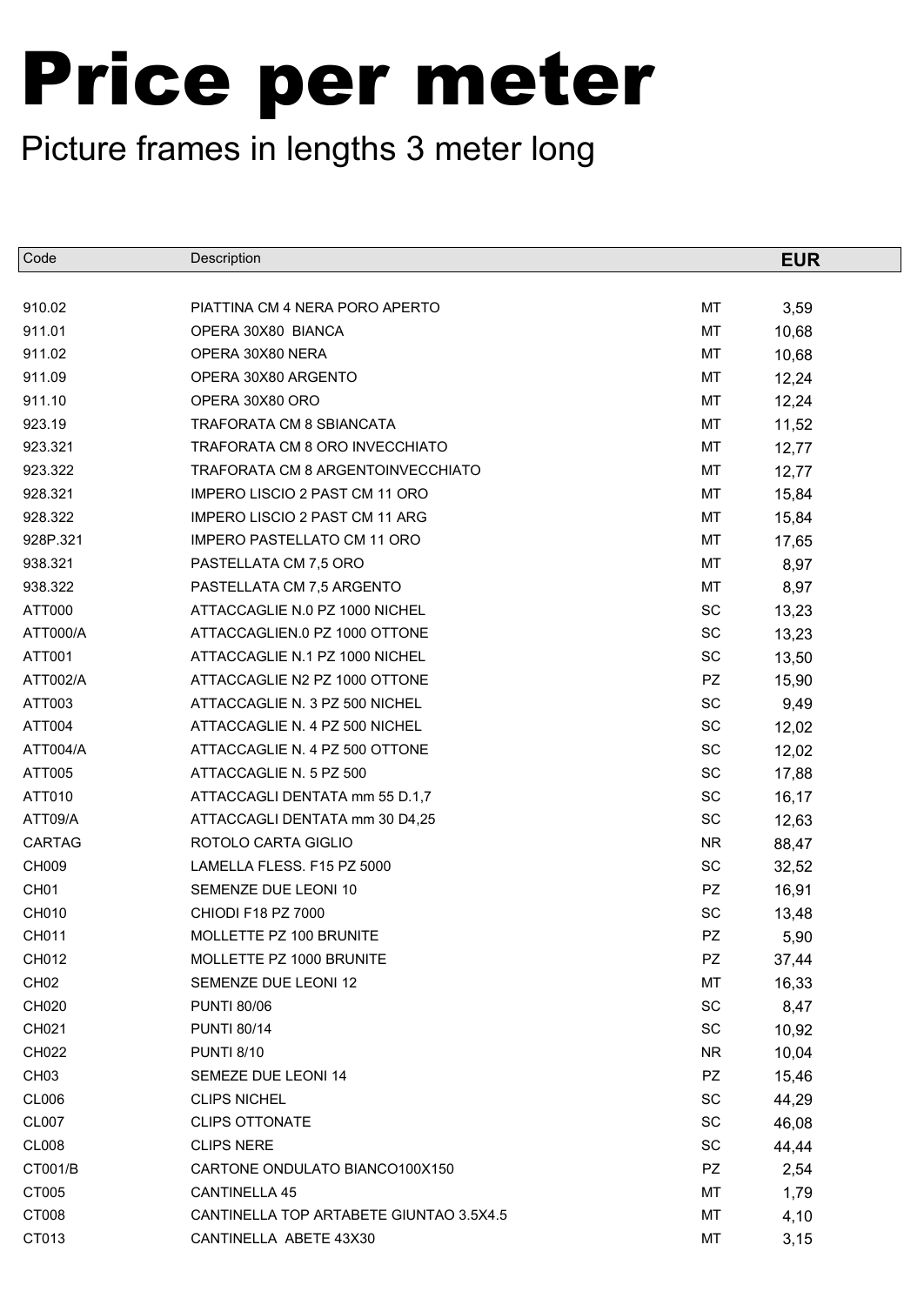# Price per meter

Picture frames in lengths 3 meter long

| Code | Description | | EUR |
|---|---|---|---|
| 910.02 | PIATTINA CM 4 NERA PORO APERTO | MT | 3,59 |
| 911.01 | OPERA 30X80  BIANCA | MT | 10,68 |
| 911.02 | OPERA 30X80 NERA | MT | 10,68 |
| 911.09 | OPERA 30X80 ARGENTO | MT | 12,24 |
| 911.10 | OPERA 30X80 ORO | MT | 12,24 |
| 923.19 | TRAFORATA CM 8 SBIANCATA | MT | 11,52 |
| 923.321 | TRAFORATA CM 8 ORO INVECCHIATO | MT | 12,77 |
| 923.322 | TRAFORATA CM 8 ARGENTOINVECCHIATO | MT | 12,77 |
| 928.321 | IMPERO LISCIO 2 PAST CM 11 ORO | MT | 15,84 |
| 928.322 | IMPERO LISCIO 2 PAST CM 11 ARG | MT | 15,84 |
| 928P.321 | IMPERO PASTELLATO CM 11 ORO | MT | 17,65 |
| 938.321 | PASTELLATA CM 7,5 ORO | MT | 8,97 |
| 938.322 | PASTELLATA CM 7,5 ARGENTO | MT | 8,97 |
| ATT000 | ATTACCAGLIE N.0 PZ 1000 NICHEL | SC | 13,23 |
| ATT000/A | ATTACCAGLIEN.0 PZ 1000 OTTONE | SC | 13,23 |
| ATT001 | ATTACCAGLIE N.1 PZ 1000 NICHEL | SC | 13,50 |
| ATT002/A | ATTACCAGLIE N2 PZ 1000 OTTONE | PZ | 15,90 |
| ATT003 | ATTACCAGLIE N. 3 PZ 500 NICHEL | SC | 9,49 |
| ATT004 | ATTACCAGLIE N. 4 PZ 500 NICHEL | SC | 12,02 |
| ATT004/A | ATTACCAGLIE N. 4 PZ 500 OTTONE | SC | 12,02 |
| ATT005 | ATTACCAGLIE N. 5 PZ 500 | SC | 17,88 |
| ATT010 | ATTACCAGLI DENTATA mm 55 D.1,7 | SC | 16,17 |
| ATT09/A | ATTACCAGLI DENTATA mm 30 D4,25 | SC | 12,63 |
| CARTAG | ROTOLO CARTA GIGLIO | NR | 88,47 |
| CH009 | LAMELLA FLESS. F15 PZ 5000 | SC | 32,52 |
| CH01 | SEMENZE DUE LEONI 10 | PZ | 16,91 |
| CH010 | CHIODI F18 PZ 7000 | SC | 13,48 |
| CH011 | MOLLETTE PZ 100 BRUNITE | PZ | 5,90 |
| CH012 | MOLLETTE PZ 1000 BRUNITE | PZ | 37,44 |
| CH02 | SEMENZE DUE LEONI 12 | MT | 16,33 |
| CH020 | PUNTI 80/06 | SC | 8,47 |
| CH021 | PUNTI 80/14 | SC | 10,92 |
| CH022 | PUNTI 8/10 | NR | 10,04 |
| CH03 | SEMEZE DUE LEONI 14 | PZ | 15,46 |
| CL006 | CLIPS NICHEL | SC | 44,29 |
| CL007 | CLIPS OTTONATE | SC | 46,08 |
| CL008 | CLIPS NERE | SC | 44,44 |
| CT001/B | CARTONE ONDULATO BIANCO100X150 | PZ | 2,54 |
| CT005 | CANTINELLA 45 | MT | 1,79 |
| CT008 | CANTINELLA TOP ARTABETE GIUNTAO 3.5X4.5 | MT | 4,10 |
| CT013 | CANTINELLA  ABETE 43X30 | MT | 3,15 |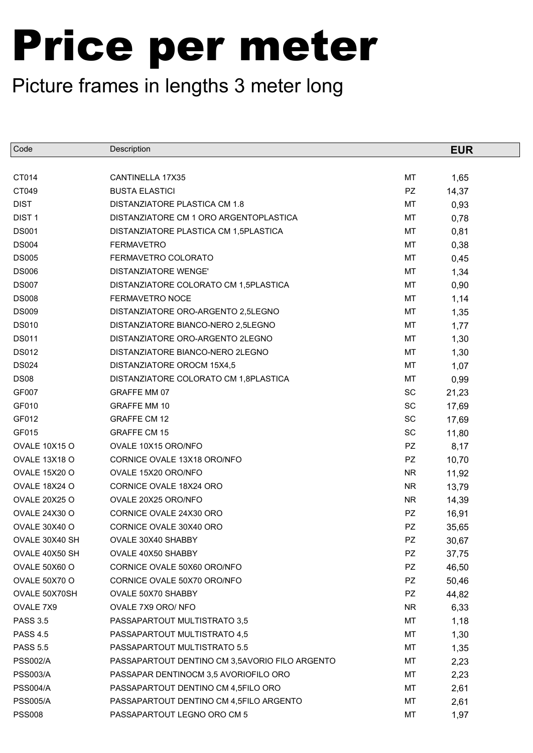# Price per meter

Picture frames in lengths 3 meter long

| Code | Description | | EUR |
|---|---|---|---|
| CT014 | CANTINELLA 17X35 | MT | 1,65 |
| CT049 | BUSTA ELASTICI | PZ | 14,37 |
| DIST | DISTANZIATORE PLASTICA CM 1.8 | MT | 0,93 |
| DIST 1 | DISTANZIATORE CM 1 ORO ARGENTOPLASTICA | MT | 0,78 |
| DS001 | DISTANZIATORE PLASTICA CM 1,5PLASTICA | MT | 0,81 |
| DS004 | FERMAVETRO | MT | 0,38 |
| DS005 | FERMAVETRO COLORATO | MT | 0,45 |
| DS006 | DISTANZIATORE WENGE' | MT | 1,34 |
| DS007 | DISTANZIATORE COLORATO CM 1,5PLASTICA | MT | 0,90 |
| DS008 | FERMAVETRO NOCE | MT | 1,14 |
| DS009 | DISTANZIATORE ORO-ARGENTO 2,5LEGNO | MT | 1,35 |
| DS010 | DISTANZIATORE BIANCO-NERO 2,5LEGNO | MT | 1,77 |
| DS011 | DISTANZIATORE ORO-ARGENTO 2LEGNO | MT | 1,30 |
| DS012 | DISTANZIATORE BIANCO-NERO 2LEGNO | MT | 1,30 |
| DS024 | DISTANZIATORE OROCM 15X4,5 | MT | 1,07 |
| DS08 | DISTANZIATORE COLORATO CM 1,8PLASTICA | MT | 0,99 |
| GF007 | GRAFFE MM 07 | SC | 21,23 |
| GF010 | GRAFFE MM 10 | SC | 17,69 |
| GF012 | GRAFFE CM 12 | SC | 17,69 |
| GF015 | GRAFFE CM 15 | SC | 11,80 |
| OVALE 10X15 O | OVALE 10X15 ORO/NFO | PZ | 8,17 |
| OVALE 13X18 O | CORNICE OVALE 13X18 ORO/NFO | PZ | 10,70 |
| OVALE 15X20 O | OVALE 15X20 ORO/NFO | NR | 11,92 |
| OVALE 18X24 O | CORNICE OVALE 18X24 ORO | NR | 13,79 |
| OVALE 20X25 O | OVALE 20X25 ORO/NFO | NR | 14,39 |
| OVALE 24X30 O | CORNICE OVALE 24X30 ORO | PZ | 16,91 |
| OVALE 30X40 O | CORNICE OVALE 30X40 ORO | PZ | 35,65 |
| OVALE 30X40 SH | OVALE 30X40 SHABBY | PZ | 30,67 |
| OVALE 40X50 SH | OVALE 40X50 SHABBY | PZ | 37,75 |
| OVALE 50X60 O | CORNICE OVALE 50X60 ORO/NFO | PZ | 46,50 |
| OVALE 50X70 O | CORNICE OVALE 50X70 ORO/NFO | PZ | 50,46 |
| OVALE 50X70SH | OVALE 50X70 SHABBY | PZ | 44,82 |
| OVALE 7X9 | OVALE 7X9 ORO/ NFO | NR | 6,33 |
| PASS 3.5 | PASSAPARTOUT MULTISTRATO 3,5 | MT | 1,18 |
| PASS 4.5 | PASSAPARTOUT MULTISTRATO 4,5 | MT | 1,30 |
| PASS 5.5 | PASSAPARTOUT MULTISTRATO 5.5 | MT | 1,35 |
| PSS002/A | PASSAPARTOUT DENTINO CM 3,5AVORIO FILO ARGENTO | MT | 2,23 |
| PSS003/A | PASSAPAR DENTINOCM 3,5 AVORIOFILO ORO | MT | 2,23 |
| PSS004/A | PASSAPARTOUT DENTINO CM 4,5FILO ORO | MT | 2,61 |
| PSS005/A | PASSAPARTOUT DENTINO CM 4,5FILO ARGENTO | MT | 2,61 |
| PSS008 | PASSAPARTOUT LEGNO ORO CM 5 | MT | 1,97 |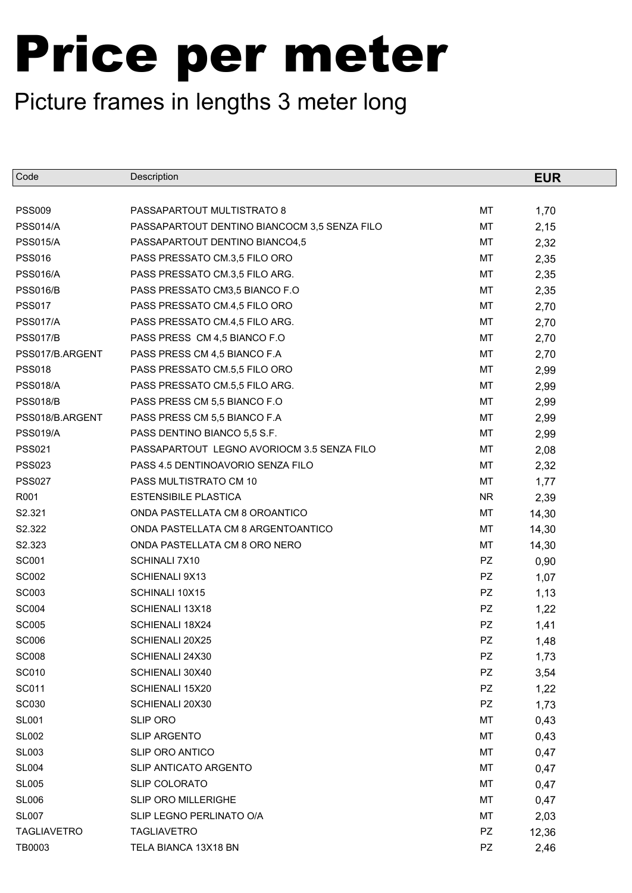# Price per meter

## Picture frames in lengths 3 meter long

| Code | Description | | EUR |
|---|---|---|---|
| PSS009 | PASSAPARTOUT MULTISTRATO 8 | MT | 1,70 |
| PSS014/A | PASSAPARTOUT DENTINO BIANCOCM 3,5 SENZA FILO | MT | 2,15 |
| PSS015/A | PASSAPARTOUT DENTINO BIANCO4,5 | MT | 2,32 |
| PSS016 | PASS PRESSATO CM.3,5 FILO ORO | MT | 2,35 |
| PSS016/A | PASS PRESSATO CM.3,5 FILO ARG. | MT | 2,35 |
| PSS016/B | PASS PRESSATO CM3,5 BIANCO F.O | MT | 2,35 |
| PSS017 | PASS PRESSATO CM.4,5 FILO ORO | MT | 2,70 |
| PSS017/A | PASS PRESSATO CM.4,5 FILO ARG. | MT | 2,70 |
| PSS017/B | PASS PRESS CM 4,5 BIANCO F.O | MT | 2,70 |
| PSS017/B.ARGENT | PASS PRESS CM 4,5 BIANCO F.A | MT | 2,70 |
| PSS018 | PASS PRESSATO CM.5,5 FILO ORO | MT | 2,99 |
| PSS018/A | PASS PRESSATO CM.5,5 FILO ARG. | MT | 2,99 |
| PSS018/B | PASS PRESS CM 5,5 BIANCO F.O | MT | 2,99 |
| PSS018/B.ARGENT | PASS PRESS CM 5,5 BIANCO F.A | MT | 2,99 |
| PSS019/A | PASS DENTINO BIANCO 5,5 S.F. | MT | 2,99 |
| PSS021 | PASSAPARTOUT LEGNO AVORIOCM 3.5 SENZA FILO | MT | 2,08 |
| PSS023 | PASS 4.5 DENTINOAVORIO SENZA FILO | MT | 2,32 |
| PSS027 | PASS MULTISTRATO CM 10 | MT | 1,77 |
| R001 | ESTENSIBILE PLASTICA | NR | 2,39 |
| S2.321 | ONDA PASTELLATA CM 8 OROANTICO | MT | 14,30 |
| S2.322 | ONDA PASTELLATA CM 8 ARGENTOANTICO | MT | 14,30 |
| S2.323 | ONDA PASTELLATA CM 8 ORO NERO | MT | 14,30 |
| SC001 | SCHINALI 7X10 | PZ | 0,90 |
| SC002 | SCHIENALI 9X13 | PZ | 1,07 |
| SC003 | SCHINALI 10X15 | PZ | 1,13 |
| SC004 | SCHIENALI 13X18 | PZ | 1,22 |
| SC005 | SCHIENALI 18X24 | PZ | 1,41 |
| SC006 | SCHIENALI 20X25 | PZ | 1,48 |
| SC008 | SCHIENALI 24X30 | PZ | 1,73 |
| SC010 | SCHIENALI 30X40 | PZ | 3,54 |
| SC011 | SCHIENALI 15X20 | PZ | 1,22 |
| SC030 | SCHIENALI 20X30 | PZ | 1,73 |
| SL001 | SLIP ORO | MT | 0,43 |
| SL002 | SLIP ARGENTO | MT | 0,43 |
| SL003 | SLIP ORO ANTICO | MT | 0,47 |
| SL004 | SLIP ANTICATO ARGENTO | MT | 0,47 |
| SL005 | SLIP COLORATO | MT | 0,47 |
| SL006 | SLIP ORO MILLERIGHE | MT | 0,47 |
| SL007 | SLIP LEGNO PERLINATO O/A | MT | 2,03 |
| TAGLIAVETRO | TAGLIAVETRO | PZ | 12,36 |
| TB0003 | TELA BIANCA 13X18 BN | PZ | 2,46 |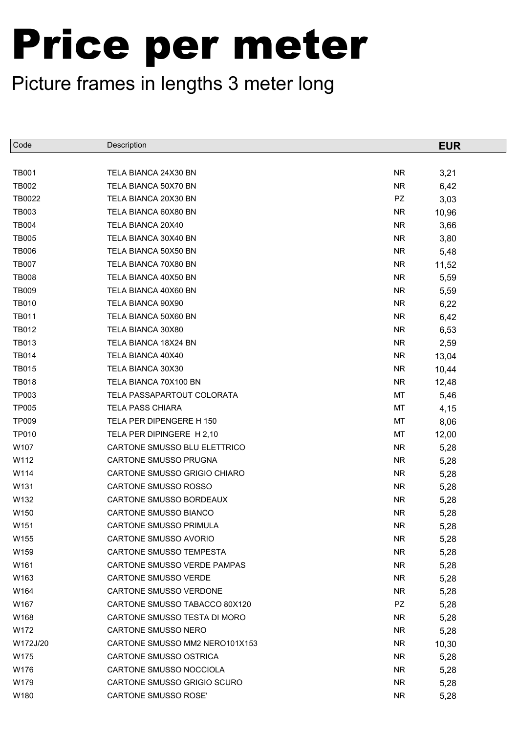# Price per meter

Picture frames in lengths 3 meter long

| Code | Description | | EUR |
|---|---|---|---|
| TB001 | TELA BIANCA 24X30 BN | NR | 3,21 |
| TB002 | TELA BIANCA 50X70 BN | NR | 6,42 |
| TB0022 | TELA BIANCA 20X30 BN | PZ | 3,03 |
| TB003 | TELA BIANCA 60X80 BN | NR | 10,96 |
| TB004 | TELA BIANCA 20X40 | NR | 3,66 |
| TB005 | TELA BIANCA 30X40 BN | NR | 3,80 |
| TB006 | TELA BIANCA 50X50 BN | NR | 5,48 |
| TB007 | TELA BIANCA 70X80 BN | NR | 11,52 |
| TB008 | TELA BIANCA 40X50 BN | NR | 5,59 |
| TB009 | TELA BIANCA 40X60 BN | NR | 5,59 |
| TB010 | TELA BIANCA 90X90 | NR | 6,22 |
| TB011 | TELA BIANCA 50X60 BN | NR | 6,42 |
| TB012 | TELA BIANCA 30X80 | NR | 6,53 |
| TB013 | TELA BIANCA 18X24 BN | NR | 2,59 |
| TB014 | TELA BIANCA 40X40 | NR | 13,04 |
| TB015 | TELA BIANCA 30X30 | NR | 10,44 |
| TB018 | TELA BIANCA 70X100 BN | NR | 12,48 |
| TP003 | TELA PASSAPARTOUT COLORATA | MT | 5,46 |
| TP005 | TELA PASS CHIARA | MT | 4,15 |
| TP009 | TELA PER DIPENGERE H 150 | MT | 8,06 |
| TP010 | TELA PER DIPINGERE H 2,10 | MT | 12,00 |
| W107 | CARTONE SMUSSO BLU ELETTRICO | NR | 5,28 |
| W112 | CARTONE SMUSSO PRUGNA | NR | 5,28 |
| W114 | CARTONE SMUSSO GRIGIO CHIARO | NR | 5,28 |
| W131 | CARTONE SMUSSO ROSSO | NR | 5,28 |
| W132 | CARTONE SMUSSO BORDEAUX | NR | 5,28 |
| W150 | CARTONE SMUSSO BIANCO | NR | 5,28 |
| W151 | CARTONE SMUSSO PRIMULA | NR | 5,28 |
| W155 | CARTONE SMUSSO AVORIO | NR | 5,28 |
| W159 | CARTONE SMUSSO TEMPESTA | NR | 5,28 |
| W161 | CARTONE SMUSSO VERDE PAMPAS | NR | 5,28 |
| W163 | CARTONE SMUSSO VERDE | NR | 5,28 |
| W164 | CARTONE SMUSSO VERDONE | NR | 5,28 |
| W167 | CARTONE SMUSSO TABACCO 80X120 | PZ | 5,28 |
| W168 | CARTONE SMUSSO TESTA DI MORO | NR | 5,28 |
| W172 | CARTONE SMUSSO NERO | NR | 5,28 |
| W172J/20 | CARTONE SMUSSO MM2 NERO101X153 | NR | 10,30 |
| W175 | CARTONE SMUSSO OSTRICA | NR | 5,28 |
| W176 | CARTONE SMUSSO NOCCIOLA | NR | 5,28 |
| W179 | CARTONE SMUSSO GRIGIO SCURO | NR | 5,28 |
| W180 | CARTONE SMUSSO ROSE' | NR | 5,28 |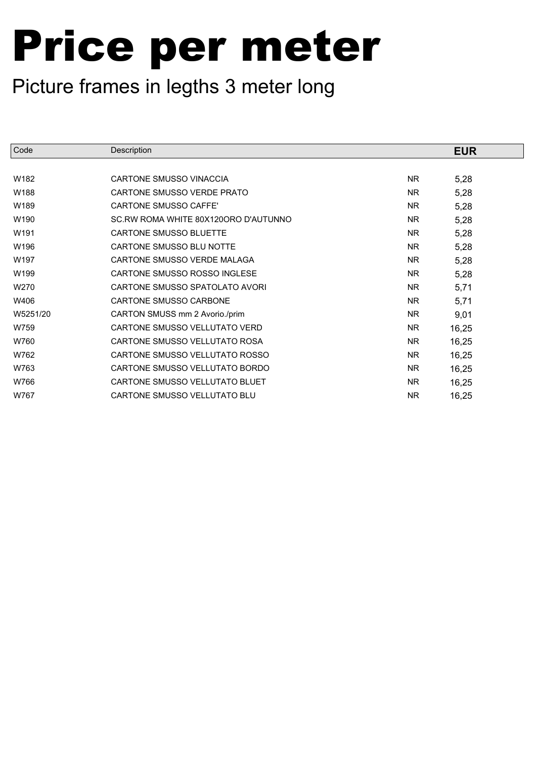# Price per meter

## Picture frames in legths 3 meter long

| Code | Description | | EUR |
|---|---|---|---|
| W182 | CARTONE SMUSSO VINACCIA | NR | 5,28 |
| W188 | CARTONE SMUSSO VERDE PRATO | NR | 5,28 |
| W189 | CARTONE SMUSSO CAFFE' | NR | 5,28 |
| W190 | SC.RW ROMA WHITE 80X120ORO D'AUTUNNO | NR | 5,28 |
| W191 | CARTONE SMUSSO BLUETTE | NR | 5,28 |
| W196 | CARTONE SMUSSO BLU NOTTE | NR | 5,28 |
| W197 | CARTONE SMUSSO VERDE MALAGA | NR | 5,28 |
| W199 | CARTONE SMUSSO ROSSO INGLESE | NR | 5,28 |
| W270 | CARTONE SMUSSO SPATOLATO AVORI | NR | 5,71 |
| W406 | CARTONE SMUSSO CARBONE | NR | 5,71 |
| W5251/20 | CARTON SMUSS mm 2 Avorio./prim | NR | 9,01 |
| W759 | CARTONE SMUSSO VELLUTATO VERD | NR | 16,25 |
| W760 | CARTONE SMUSSO VELLUTATO ROSA | NR | 16,25 |
| W762 | CARTONE SMUSSO VELLUTATO ROSSO | NR | 16,25 |
| W763 | CARTONE SMUSSO VELLUTATO BORDO | NR | 16,25 |
| W766 | CARTONE SMUSSO VELLUTATO BLUET | NR | 16,25 |
| W767 | CARTONE SMUSSO VELLUTATO BLU | NR | 16,25 |